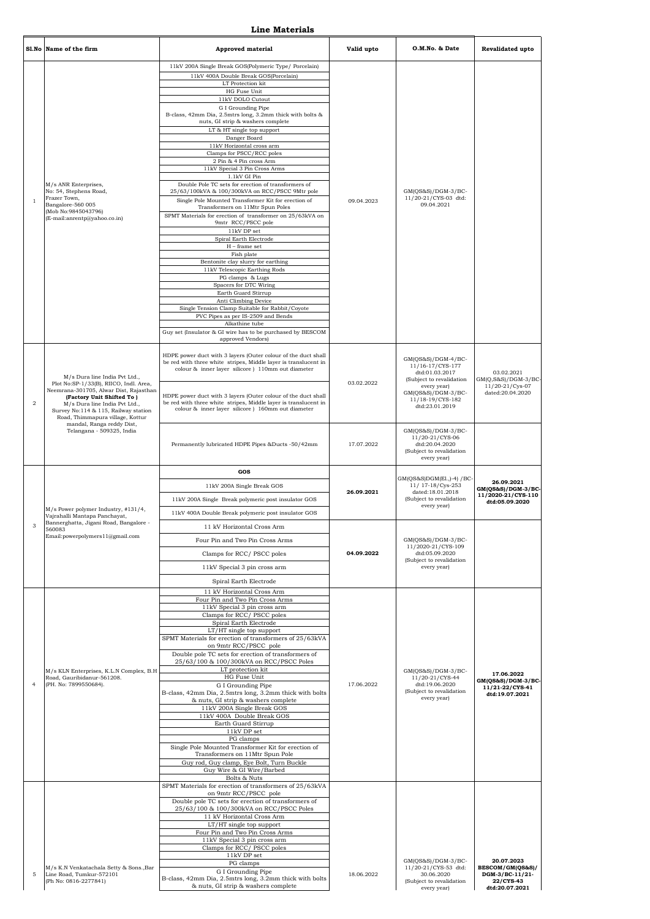# Line Materials

| Sl.No | Name of the firm | Approved material | Valid upto | O.M.No. & Date | Revalidated upto |
|---|---|---|---|---|---|
| 1 | M/s ANR Enterprises, No: 54, Stephens Road, Frazer Town, Bangalore-560 005 (Mob No:9845043796) (E-mail:anrentp@yahoo.co.in) | 11kV 200A Single Break GOS(Polymeric Type/ Porcelain)<br>11kV 400A Double Break GOS(Porcelain)<br>LT Protection kit<br>HG Fuse Unit<br>11kV DOLO Cutout<br>G I Grounding Pipe B-class, 42mm Dia, 2.5mtrs long, 3.2mm thick with bolts & nuts, GI strip & washers complete<br>LT & HT single top support<br>Danger Board<br>11kV Horizontal cross arm<br>Clamps for PSCC/RCC poles<br>2 Pin & 4 Pin cross Arm<br>11kV Special 3 Pin Cross Arms<br>1.1kV GI Pin<br>Double Pole TC sets for erection of transformers of 25/63/100kVA & 100/300kVA on RCC/PSCC 9Mtr pole<br>Single Pole Mounted Transformer Kit for erection of Transformers on 11Mtr Spun Poles<br>SPMT Materials for erection of transformer on 25/63kVA on 9mtr RCC/PSCC pole<br>11kV DP set<br>Spiral Earth Electrode<br>H – frame set<br>Fish plate<br>Bentonite clay slurry for earthing<br>11kV Telescopic Earthing Rods<br>PG clamps & Lugs<br>Spacers for DTC Wiring<br>Earth Guard Stirrup<br>Anti Climbing Device<br>Single Tension Clamp Suitable for Rabbit/Coyote<br>PVC Pipes as per IS-2509 and Bends<br>Alkathine tube<br>Guy set (Insulator & GI wire has to be purchased by BESCOM approved Vendors) | 09.04.2023 | GM(QS&S)/DGM-3/BC-11/20-21/CYS-03 dtd: 09.04.2021 | |
| 2 | M/s Dura line India Pvt Ltd., Plot No:SP-1/33(B), RIICO, Indl. Area, Neemrana-301705, Alwar Dist, Rajasthan **(Factory Unit Shifted To )** M/s Dura line India Pvt Ltd., Survey No:114 & 115, Railway station Road, Thimmapura village, Kottur mandal, Ranga reddy Dist, Telangana - 509325, India | HDPE power duct with 3 layers (Outer colour of the duct shall be red with three white stripes, Middle layer is translucent in colour & inner layer silicore ) 110mm out diameter<br><br>HDPE power duct with 3 layers (Outer colour of the duct shall be red with three white stripes, Middle layer is translucent in colour & inner layer silicore ) 160mm out diameter | 03.02.2022 | GM(QS&S)/DGM-4/BC-11/16-17/CYS-177 dtd:01.03.2017 (Subject to revalidation every year) GM(QS&S)/DGM-3/BC-11/18-19/CYS-182 dtd:23.01.2019 | 03.02.2021 GM(Q,S&S)/DGM-3/BC-11/20-21/Cys-07 dated:20.04.2020 |
| | | Permanently lubricated HDPE Pipes &Ducts -50/42mm | 17.07.2022 | GM(QS&S)/DGM-3/BC-11/20-21/CYS-06 dtd:20.04.2020 (Subject to revalidation every year) | |
| 3 | M/s Power polymer Industry, #131/4, Vajrahalli Mantapa Panchayat, Bannerghatta, Jigani Road, Bangalore - 560083 Email:powerpolymers11@gmail.com | **GOS**<br>11kV 200A Single Break GOS<br>11kV 200A Single Break polymeric post insulator GOS<br>11kV 400A Double Break polymeric post insulator GOS | **26.09.2021** | GM(QS&S)DGM(El.,)-4) /BC-11/ 17-18/Cys-253 dated:18.01.2018 (Subject to revalidation every year) | **26.09.2021 GM(QS&S)/DGM-3/BC-11/2020-21/CYS-110 dtd:05.09.2020** |
| | | 11 kV Horizontal Cross Arm<br>Four Pin and Two Pin Cross Arms<br>Clamps for RCC/ PSCC poles<br>11kV Special 3 pin cross arm<br>Spiral Earth Electrode | **04.09.2022** | GM(QS&S)/DGM-3/BC-11/2020-21/CYS-109 dtd:05.09.2020 (Subject to revalidation every year) | |
| 4 | M/s KLN Enterprises, K.L.N Complex, B.H Road, Gauribidanur-561208. (PH. No: 7899550684). | 11 kV Horizontal Cross Arm<br>Four Pin and Two Pin Cross Arms<br>11kV Special 3 pin cross arm<br>Clamps for RCC/ PSCC poles<br>Spiral Earth Electrode<br>LT/HT single top support<br>SPMT Materials for erection of transformers of 25/63kVA on 9mtr RCC/PSCC pole<br>Double pole TC sets for erection of transformers of 25/63/100 & 100/300kVA on RCC/PSCC Poles<br>LT protection kit<br>HG Fuse Unit<br>G I Grounding Pipe B-class, 42mm Dia, 2.5mtrs long, 3.2mm thick with bolts & nuts, GI strip & washers complete<br>11kV 200A Single Break GOS<br>11kV 400A Double Break GOS<br>Earth Guard Stirrup<br>11kV DP set<br>PG clamps<br>Single Pole Mounted Transformer Kit for erection of Transformers on 11Mtr Spun Pole<br>Guy rod, Guy clamp, Eye Bolt, Turn Buckle<br>Guy Wire & GI Wire/Barbed<br>Bolts & Nuts | 17.06.2022 | GM(QS&S)/DGM-3/BC-11/20-21/CYS-44 dtd:19.06.2020 (Subject to revalidation every year) | **17.06.2022 GM(QS&S)/DGM-3/BC-11/21-22/CYS-41 dtd:19.07.2021** |
| 5 | M/s K.N Venkatachala Setty & Sons.,Bar Line Road, Tumkur-572101 (Ph No: 0816-2277841) | SPMT Materials for erection of transformers of 25/63kVA on 9mtr RCC/PSCC pole<br>Double pole TC sets for erection of transformers of 25/63/100 & 100/300kVA on RCC/PSCC Poles<br>11 kV Horizontal Cross Arm<br>LT/HT single top support<br>Four Pin and Two Pin Cross Arms<br>11kV Special 3 pin cross arm<br>Clamps for RCC/ PSCC poles<br>11kV DP set<br>PG clamps<br>G I Grounding Pipe B-class, 42mm Dia, 2.5mtrs long, 3.2mm thick with bolts & nuts, GI strip & washers complete | 18.06.2022 | GM(QS&S)/DGM-3/BC-11/20-21/CYS-53 dtd: 30.06.2020 (Subject to revalidation every year) | **20.07.2023 BESCOM/GM(QS&S)/ DGM-3/BC-11/21-22/CYS-43 dtd:20.07.2021** |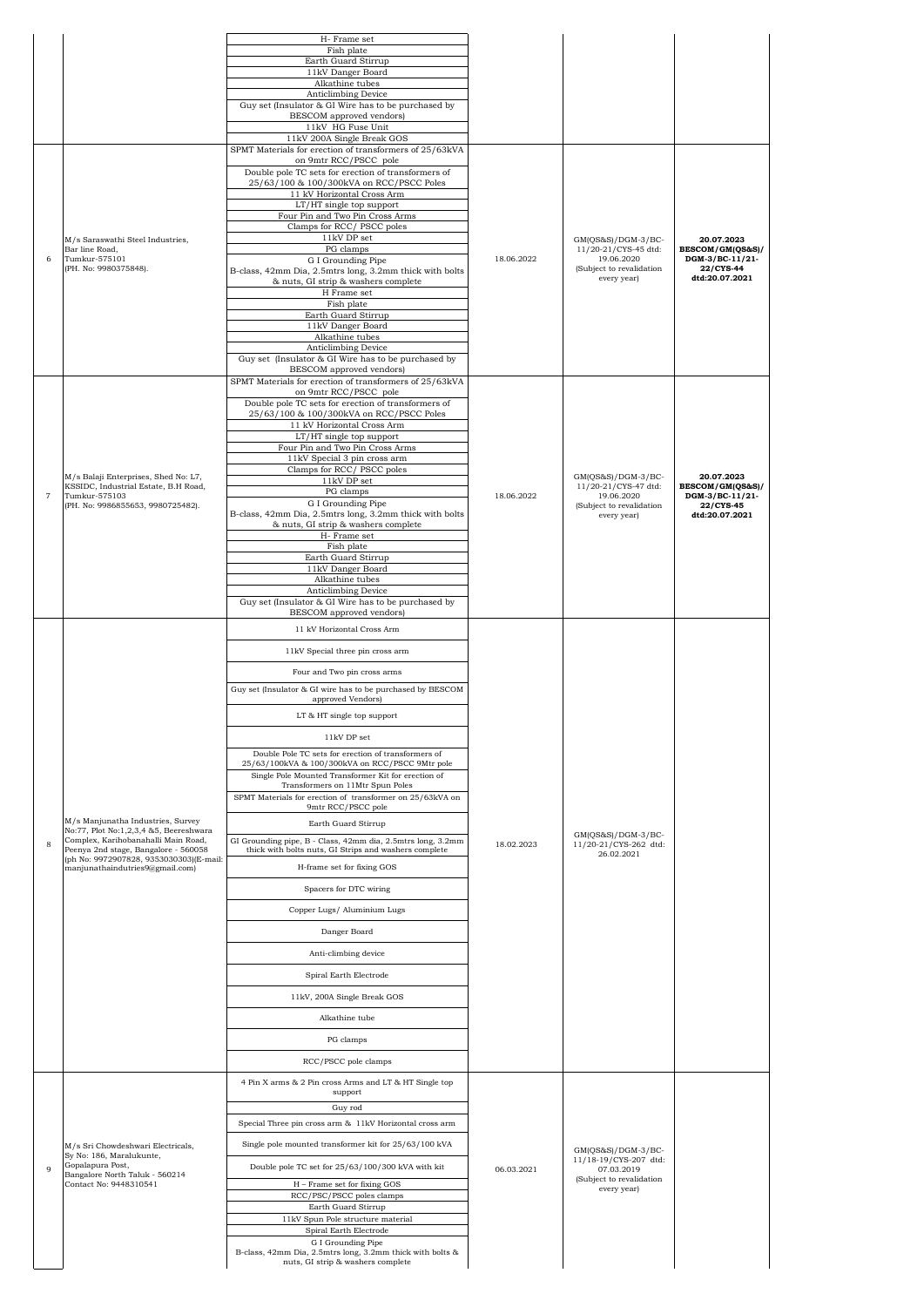| | | H- Frame set<br>Fish plate<br>Earth Guard Stirrup<br>11kV Danger Board<br>Alkathine tubes<br>Anticlimbing Device<br>Guy set (Insulator & GI Wire has to be purchased by BESCOM approved vendors)<br>11kV HG Fuse Unit<br>11kV 200A Single Break GOS | | | |
|---|---|---|---|---|---|
| 6 | M/s Saraswathi Steel Industries, Bar line Road, Tumkur-575101 (PH. No: 9980375848). | SPMT Materials for erection of transformers of 25/63kVA on 9mtr RCC/PSCC pole<br>Double pole TC sets for erection of transformers of 25/63/100 & 100/300kVA on RCC/PSCC Poles<br>11 kV Horizontal Cross Arm<br>LT/HT single top support<br>Four Pin and Two Pin Cross Arms<br>Clamps for RCC/ PSCC poles<br>11kV DP set<br>PG clamps<br>G I Grounding Pipe<br>B-class, 42mm Dia, 2.5mtrs long, 3.2mm thick with bolts & nuts, GI strip & washers complete<br>H Frame set<br>Fish plate<br>Earth Guard Stirrup<br>11kV Danger Board<br>Alkathine tubes<br>Anticlimbing Device<br>Guy set (Insulator & GI Wire has to be purchased by BESCOM approved vendors) | 18.06.2022 | GM(QS&S)/DGM-3/BC-11/20-21/CYS-45 dtd: 19.06.2020 (Subject to revalidation every year) | **20.07.2023 BESCOM/GM(QS&S)/ DGM-3/BC-11/21-22/CYS-44 dtd:20.07.2021** |
| 7 | M/s Balaji Enterprises, Shed No: L7, KSSIDC, Industrial Estate, B.H Road, Tumkur-575103 (PH. No: 9986855653, 9980725482). | SPMT Materials for erection of transformers of 25/63kVA on 9mtr RCC/PSCC pole<br>Double pole TC sets for erection of transformers of 25/63/100 & 100/300kVA on RCC/PSCC Poles<br>11 kV Horizontal Cross Arm<br>LT/HT single top support<br>Four Pin and Two Pin Cross Arms<br>11kV Special 3 pin cross arm<br>Clamps for RCC/ PSCC poles<br>11kV DP set<br>PG clamps<br>G I Grounding Pipe<br>B-class, 42mm Dia, 2.5mtrs long, 3.2mm thick with bolts & nuts, GI strip & washers complete<br>H- Frame set<br>Fish plate<br>Earth Guard Stirrup<br>11kV Danger Board<br>Alkathine tubes<br>Anticlimbing Device<br>Guy set (Insulator & GI Wire has to be purchased by BESCOM approved vendors) | 18.06.2022 | GM(QS&S)/DGM-3/BC-11/20-21/CYS-47 dtd: 19.06.2020 (Subject to revalidation every year) | **20.07.2023 BESCOM/GM(QS&S)/ DGM-3/BC-11/21-22/CYS-45 dtd:20.07.2021** |
| 8 | M/s Manjunatha Industries, Survey No:77, Plot No:1,2,3,4 &5, Beereshwara Complex, Karihobanahalli Main Road, Peenya 2nd stage, Bangalore - 560058 (ph No: 9972907828, 9353030303)(E-mail: manjunathaindutries9@gmail.com) | 11 kV Horizontal Cross Arm<br>11kV Special three pin cross arm<br>Four and Two pin cross arms<br>Guy set (Insulator & GI wire has to be purchased by BESCOM approved Vendors)<br>LT & HT single top support<br>11kV DP set<br>Double Pole TC sets for erection of transformers of 25/63/100kVA & 100/300kVA on RCC/PSCC 9Mtr pole<br>Single Pole Mounted Transformer Kit for erection of Transformers on 11Mtr Spun Poles<br>SPMT Materials for erection of transformer on 25/63kVA on 9mtr RCC/PSCC pole<br>Earth Guard Stirrup<br>GI Grounding pipe, B - Class, 42mm dia, 2.5mtrs long, 3.2mm thick with bolts nuts, GI Strips and washers complete<br>H-frame set for fixing GOS<br>Spacers for DTC wiring<br>Copper Lugs/ Aluminium Lugs<br>Danger Board<br>Anti-climbing device<br>Spiral Earth Electrode<br>11kV, 200A Single Break GOS<br>Alkathine tube<br>PG clamps<br>RCC/PSCC pole clamps | 18.02.2023 | GM(QS&S)/DGM-3/BC-11/20-21/CYS-262 dtd: 26.02.2021 | |
| 9 | M/s Sri Chowdeshwari Electricals, Sy No: 186, Maralukunte, Gopalapura Post, Bangalore North Taluk - 560214 Contact No: 9448310541 | 4 Pin X arms & 2 Pin cross Arms and LT & HT Single top support<br>Guy rod<br>Special Three pin cross arm & 11kV Horizontal cross arm<br>Single pole mounted transformer kit for 25/63/100 kVA<br>Double pole TC set for 25/63/100/300 kVA with kit<br>H – Frame set for fixing GOS<br>RCC/PSC/PSCC poles clamps<br>Earth Guard Stirrup<br>11kV Spun Pole structure material<br>Spiral Earth Electrode<br>G I Grounding Pipe<br>B-class, 42mm Dia, 2.5mtrs long, 3.2mm thick with bolts & nuts, GI strip & washers complete | 06.03.2021 | GM(QS&S)/DGM-3/BC-11/18-19/CYS-207 dtd: 07.03.2019 (Subject to revalidation every year) | |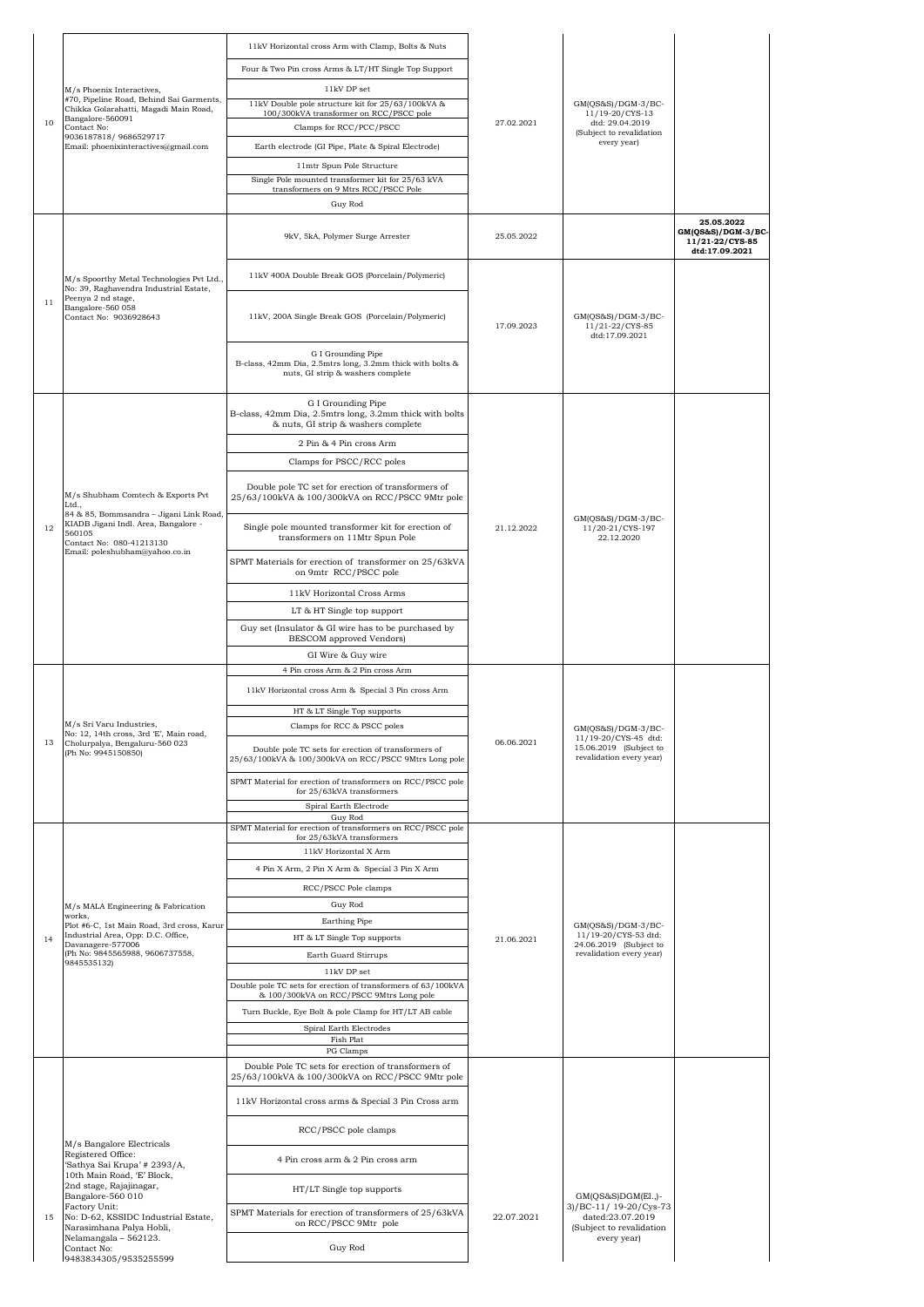| | | | | | |
|---|---|---|---|---|---|
| 10 | M/s Phoenix Interactives,<br>#70, Pipeline Road, Behind Sai Garments, Chikka Golarahatti, Magadi Main Road, Bangalore-560091<br>Contact No:<br>9036187818/ 9686529717<br>Email: phoenixinteractives@gmail.com | 11kV Horizontal cross Arm with Clamp, Bolts & Nuts<br>Four & Two Pin cross Arms & LT/HT Single Top Support<br>11kV DP set<br>11kV Double pole structure kit for 25/63/100kVA & 100/300kVA transformer on RCC/PSCC pole<br>Clamps for RCC/PCC/PSCC<br>Earth electrode (GI Pipe, Plate & Spiral Electrode)<br>11mtr Spun Pole Structure<br>Single Pole mounted transformer kit for 25/63 kVA transformers on 9 Mtrs RCC/PSCC Pole<br>Guy Rod | 27.02.2021 | GM(QS&S)/DGM-3/BC-11/19-20/CYS-13 dtd: 29.04.2019 (Subject to revalidation every year) | |
| 11 | M/s Spoorthy Metal Technologies Pvt Ltd., No: 39, Raghavendra Industrial Estate, Peenya 2 nd stage, Bangalore-560 058<br>Contact No: 9036928643 | 9kV, 5kA, Polymer Surge Arrester | 25.05.2022 | | 25.05.2022 GM(QS&S)/DGM-3/BC-11/21-22/CYS-85 dtd:17.09.2021 |
| | | 11kV 400A Double Break GOS (Porcelain/Polymeric)<br>11kV, 200A Single Break GOS (Porcelain/Polymeric)<br>G I Grounding Pipe B-class, 42mm Dia, 2.5mtrs long, 3.2mm thick with bolts & nuts, GI strip & washers complete | 17.09.2023 | GM(QS&S)/DGM-3/BC-11/21-22/CYS-85 dtd:17.09.2021 | |
| 12 | M/s Shubham Comtech & Exports Pvt Ltd.,<br>84 & 85, Bommsandra – Jigani Link Road, KIADB Jigani Indl. Area, Bangalore - 560105<br>Contact No: 080-41213130<br>Email: poleshubham@yahoo.co.in | G I Grounding Pipe B-class, 42mm Dia, 2.5mtrs long, 3.2mm thick with bolts & nuts, GI strip & washers complete<br>2 Pin & 4 Pin cross Arm<br>Clamps for PSCC/RCC poles<br>Double pole TC set for erection of transformers of 25/63/100kVA & 100/300kVA on RCC/PSCC 9Mtr pole<br>Single pole mounted transformer kit for erection of transformers on 11Mtr Spun Pole<br>SPMT Materials for erection of transformer on 25/63kVA on 9mtr RCC/PSCC pole<br>11kV Horizontal Cross Arms<br>LT & HT Single top support<br>Guy set (Insulator & GI wire has to be purchased by BESCOM approved Vendors)<br>GI Wire & Guy wire | 21.12.2022 | GM(QS&S)/DGM-3/BC-11/20-21/CYS-197 22.12.2020 | |
| 13 | M/s Sri Varu Industries,<br>No: 12, 14th cross, 3rd 'E', Main road, Cholurpalya, Bengaluru-560 023<br>(Ph No: 9945150850) | 4 Pin cross Arm & 2 Pin cross Arm<br>11kV Horizontal cross Arm & Special 3 Pin cross Arm<br>HT & LT Single Top supports<br>Clamps for RCC & PSCC poles<br>Double pole TC sets for erection of transformers of 25/63/100kVA & 100/300kVA on RCC/PSCC 9Mtrs Long pole<br>SPMT Material for erection of transformers on RCC/PSCC pole for 25/63kVA transformers<br>Spiral Earth Electrode<br>Guy Rod | 06.06.2021 | GM(QS&S)/DGM-3/BC-11/19-20/CYS-45 dtd: 15.06.2019 (Subject to revalidation every year) | |
| 14 | M/s MALA Engineering & Fabrication works,<br>Plot #6-C, 1st Main Road, 3rd cross, Karur Industrial Area, Opp: D.C. Office, Davanagere-577006<br>(Ph No: 9845565988, 9606737558, 9845535132) | SPMT Material for erection of transformers on RCC/PSCC pole for 25/63kVA transformers<br>11kV Horizontal X Arm<br>4 Pin X Arm, 2 Pin X Arm & Special 3 Pin X Arm<br>RCC/PSCC Pole clamps<br>Guy Rod<br>Earthing Pipe<br>HT & LT Single Top supports<br>Earth Guard Stirrups<br>11kV DP set<br>Double pole TC sets for erection of transformers of 63/100kVA & 100/300kVA on RCC/PSCC 9Mtrs Long pole<br>Turn Buckle, Eye Bolt & pole Clamp for HT/LT AB cable<br>Spiral Earth Electrodes<br>Fish Plat<br>PG Clamps | 21.06.2021 | GM(QS&S)/DGM-3/BC-11/19-20/CYS-53 dtd: 24.06.2019 (Subject to revalidation every year) | |
| 15 | M/s Bangalore Electricals<br>Registered Office:<br>'Sathya Sai Krupa' # 2393/A, 10th Main Road, 'E' Block, 2nd stage, Rajajinagar, Bangalore-560 010<br>Factory Unit:<br>No: D-62, KSSIDC Industrial Estate, Narasimhana Palya Hobli, Nelamangala – 562123.<br>Contact No:<br>9483834305/9535255599 | Double Pole TC sets for erection of transformers of 25/63/100kVA & 100/300kVA on RCC/PSCC 9Mtr pole<br>11kV Horizontal cross arms & Special 3 Pin Cross arm<br>RCC/PSCC pole clamps<br>4 Pin cross arm & 2 Pin cross arm<br>HT/LT Single top supports<br>SPMT Materials for erection of transformers of 25/63kVA on RCC/PSCC 9Mtr pole<br>Guy Rod | 22.07.2021 | GM(QS&S)DGM(El.,)-3)/BC-11/ 19-20/Cys-73 dated:23.07.2019 (Subject to revalidation every year) | |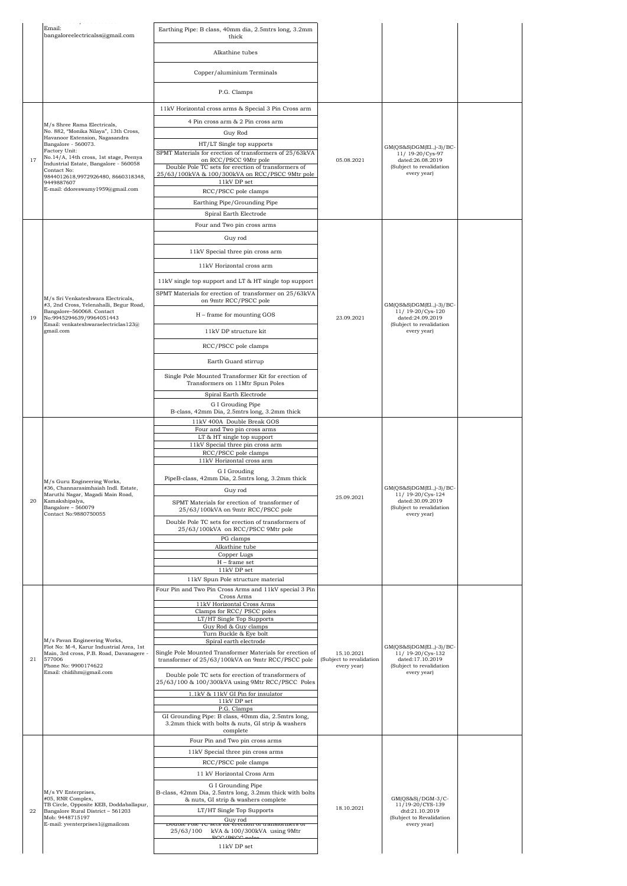|  | Email:<br>bangaloreelectricalss@gmail.com | Earthing Pipe: B class, 40mm dia, 2.5mtrs long, 3.2mm thick |  |  |  |
|---|---|---|---|---|---|
|  |  | Alkathine tubes |  |  |  |
|  |  | Copper/aluminium Terminals |  |  |  |
|  |  | P.G. Clamps |  |  |  |
| 17 | M/s Shree Rama Electricals,<br>No. 882, "Monika Nilaya", 13th Cross, Havanoor Extension, Nagasandra Bangalore - 560073.<br>Factory Unit:<br>No.14/A, 14th cross, 1st stage, Peenya Industrial Estate, Bangalore - 560058<br>Contact No:<br>9844012618,9972926480, 8660318348, 9449887607<br>E-mail: ddoreswamy1959@gmail.com | 11kV Horizontal cross arms & Special 3 Pin Cross arm<br>4 Pin cross arm & 2 Pin cross arm<br>Guy Rod<br>HT/LT Single top supports<br>SPMT Materials for erection of transformers of 25/63kVA on RCC/PSCC 9Mtr pole<br>Double Pole TC sets for erection of transformers of 25/63/100kVA & 100/300kVA on RCC/PSCC 9Mtr pole<br>11kV DP set<br>RCC/PSCC pole clamps<br>Earthing Pipe/Grounding Pipe<br>Spiral Earth Electrode | 05.08.2021 | GM(QS&S)DGM(El.,)-3)/BC-11/ 19-20/Cys-97 dated:26.08.2019 (Subject to revalidation every year) |  |
| 19 | M/s Sri Venkateshwara Electricals,<br>#3, 2nd Cross, Yelenahalli, Begur Road, Bangalore–560068. Contact No:9945294639/9964051443<br>Email: venkateshwaraelectriclas123@ gmail.com | Four and Two pin cross arms<br>Guy rod<br>11kV Special three pin cross arm<br>11kV Horizontal cross arm<br>11kV single top support and LT & HT single top support<br>SPMT Materials for erection of transformer on 25/63kVA on 9mtr RCC/PSCC pole<br>H – frame for mounting GOS<br>11kV DP structure kit<br>RCC/PSCC pole clamps<br>Earth Guard stirrup<br>Single Pole Mounted Transformer Kit for erection of Transformers on 11Mtr Spun Poles<br>Spiral Earth Electrode<br>G I Grouding Pipe B-class, 42mm Dia, 2.5mtrs long, 3.2mm thick | 23.09.2021 | GM(QS&S)DGM(El.,)-3)/BC-11/ 19-20/Cys-120 dated:24.09.2019 (Subject to revalidation every year) |  |
| 20 | M/s Guru Engineering Works,<br>#36, Channarasimhaiah Indl. Estate, Maruthi Nagar, Magadi Main Road, Kamakshipalya,<br>Bangalore – 560079<br>Contact No:9880750055 | 11kV 400A Double Break GOS<br>Four and Two pin cross arms<br>LT & HT single top support<br>11kV Special three pin cross arm<br>RCC/PSCC pole clamps<br>11kV Horizontal cross arm<br>G I Grouding PipeB-class, 42mm Dia, 2.5mtrs long, 3.2mm thick<br>Guy rod<br>SPMT Materials for erection of transformer of 25/63/100kVA on 9mtr RCC/PSCC pole<br>Double Pole TC sets for erection of transformers of 25/63/100kVA on RCC/PSCC 9Mtr pole<br>PG clamps<br>Alkathine tube<br>Copper Lugs<br>H – frame set<br>11kV DP set<br>11kV Spun Pole structure material | 25.09.2021 | GM(QS&S)DGM(El.,)-3)/BC-11/ 19-20/Cys-124 dated:30.09.2019 (Subject to revalidation every year) |  |
| 21 | M/s Pavan Engineering Works,<br>Flot No: M-4, Karur Industrial Area, 1st Main, 3rd cross, P.B. Road, Davanagere - 577006<br>Phone No: 9900174622<br>Email: chidihm@gmail.com | Four Pin and Two Pin Cross Arms and 11kV special 3 Pin Cross Arms<br>11kV Horizontal Cross Arms<br>Clamps for RCC/ PSCC poles<br>LT/HT Single Top Supports<br>Guy Rod & Guy clamps<br>Turn Buckle & Eye bolt<br>Spiral earth electrode<br>Single Pole Mounted Transformer Materials for erection of transformer of 25/63/100kVA on 9mtr RCC/PSCC pole<br>Double pole TC sets for erection of transformers of 25/63/100 & 100/300kVA using 9Mtr RCC/PSCC Poles<br>1.1kV & 11kV GI Pin for insulator<br>11kV DP set<br>P.G. Clamps<br>GI Grounding Pipe: B class, 40mm dia, 2.5mtrs long, 3.2mm thick with bolts & nuts, GI strip & washers complete | 15.10.2021 (Subject to revalidation every year) | GM(QS&S)DGM(El.,)-3)/BC-11/ 19-20/Cys-132 dated:17.10.2019 (Subject to revalidation every year) |  |
| 22 | M/s YV Enterprises,<br>#05, RNR Complex,<br>TB Circle, Opposite KEB, Doddaballapur, Bangalore Rural District – 561203<br>Mob: 9448715197<br>E-mail: yventerprises1@gmailcom | Four Pin and Two pin cross arms<br>11kV Special three pin cross arms<br>RCC/PSCC pole clamps<br>11 kV Horizontal Cross Arm<br>G I Grounding Pipe B-class, 42mm Dia, 2.5mtrs long, 3.2mm thick with bolts & nuts, GI strip & washers complete<br>LT/HT Single Top Supports<br>Guy rod<br>Double Pole TC sets for erection of transformers of 25/63/100 kVA & 100/300kVA using 9Mtr RCC/PSCC poles<br>11kV DP set | 18.10.2021 | GM(QS&S)/DGM-3/C-11/19-20/CYS-139 dtd:21.10.2019 (Subject to Revalidation every year) |  |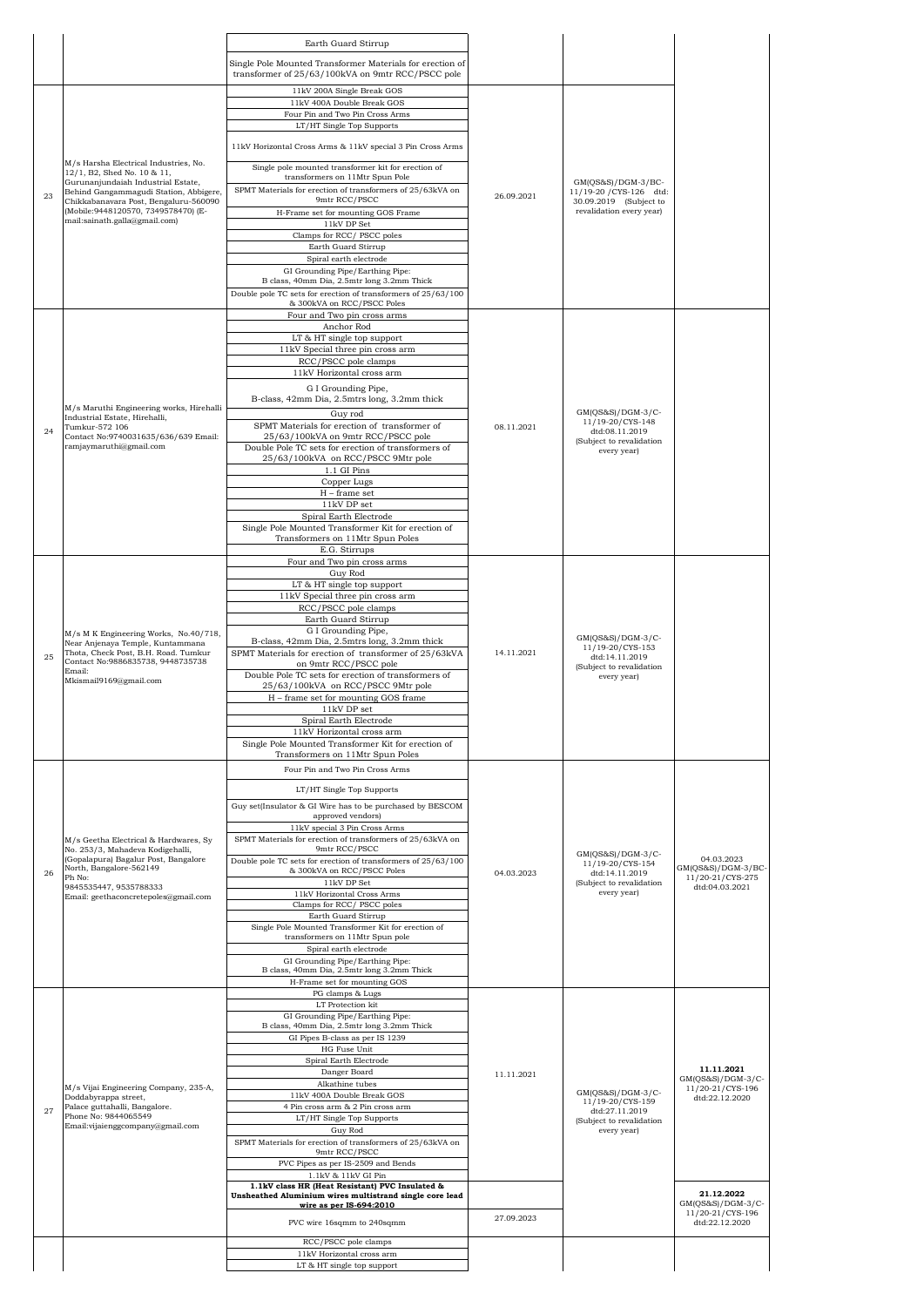| | | | | | |
|---|---|---|---|---|---|
| | | Earth Guard Stirrup<br>Single Pole Mounted Transformer Materials for erection of transformer of 25/63/100kVA on 9mtr RCC/PSCC pole | | | |
| 23 | M/s Harsha Electrical Industries, No. 12/1, B2, Shed No. 10 & 11, Gurunanjundaiah Industrial Estate, Behind Gangammagudi Station, Abbigere, Chikkabanavara Post, Bengaluru-560090 (Mobile:9448120570, 7349578470) (E-mail:sainath.galla@gmail.com) | 11kV 200A Single Break GOS<br>11kV 400A Double Break GOS<br>Four Pin and Two Pin Cross Arms<br>LT/HT Single Top Supports<br>11kV Horizontal Cross Arms & 11kV special 3 Pin Cross Arms<br>Single pole mounted transformer kit for erection of transformers on 11Mtr Spun Pole<br>SPMT Materials for erection of transformers of 25/63kVA on 9mtr RCC/PSCC<br>H-Frame set for mounting GOS Frame<br>11kV DP Set<br>Clamps for RCC/ PSCC poles<br>Earth Guard Stirrup<br>Spiral earth electrode<br>GI Grounding Pipe/Earthing Pipe: B class, 40mm Dia, 2.5mtr long 3.2mm Thick<br>Double pole TC sets for erection of transformers of 25/63/100 & 300kVA on RCC/PSCC Poles | 26.09.2021 | GM(QS&S)/DGM-3/BC-11/19-20 /CYS-126 dtd: 30.09.2019 (Subject to revalidation every year) | |
| 24 | M/s Maruthi Engineering works, Hirehalli Industrial Estate, Hirehalli, Tumkur-572 106 Contact No:9740031635/636/639 Email: ramjaymaruthi@gmail.com | Four and Two pin cross arms<br>Anchor Rod<br>LT & HT single top support<br>11kV Special three pin cross arm<br>RCC/PSCC pole clamps<br>11kV Horizontal cross arm<br>G I Grounding Pipe, B-class, 42mm Dia, 2.5mtrs long, 3.2mm thick<br>Guy rod<br>SPMT Materials for erection of transformers of 25/63/100kVA on 9mtr RCC/PSCC pole<br>Double Pole TC sets for erection of transformers of 25/63/100kVA on RCC/PSCC 9Mtr pole<br>1.1 GI Pins<br>Copper Lugs<br>H – frame set<br>11kV DP set<br>Spiral Earth Electrode<br>Single Pole Mounted Transformer Kit for erection of Transformers on 11Mtr Spun Poles<br>E.G. Stirrups | 08.11.2021 | GM(QS&S)/DGM-3/C-11/19-20/CYS-148 dtd:08.11.2019 (Subject to revalidation every year) | |
| 25 | M/s M K Engineering Works, No.40/718, Near Anjenaya Temple, Kuntammana Thota, Check Post, B.H. Road. Tumkur Contact No:9886835738, 9448735738 Email: Mkismail9169@gmail.com | Four and Two pin cross arms<br>Guy Rod<br>LT & HT single top support<br>11kV Special three pin cross arm<br>RCC/PSCC pole clamps<br>Earth Guard Stirrup<br>G I Grounding Pipe, B-class, 42mm Dia, 2.5mtrs long, 3.2mm thick<br>SPMT Materials for erection of transformer of 25/63kVA on 9mtr RCC/PSCC pole<br>Double Pole TC sets for erection of transformers of 25/63/100kVA on RCC/PSCC 9Mtr pole<br>H – frame set for mounting GOS frame<br>11kV DP set<br>Spiral Earth Electrode<br>11kV Horizontal cross arm<br>Single Pole Mounted Transformer Kit for erection of Transformers on 11Mtr Spun Poles | 14.11.2021 | GM(QS&S)/DGM-3/C-11/19-20/CYS-153 dtd:14.11.2019 (Subject to revalidation every year) | |
| 26 | M/s Geetha Electrical & Hardwares, Sy No. 253/3, Mahadeva Kodigehalli, (Gopalapura) Bagalur Post, Bangalore North, Bangalore-562149 Ph No: 9845535447, 9535788333 Email: geethaconcretepoles@gmail.com | Four Pin and Two Pin Cross Arms<br>LT/HT Single Top Supports<br>Guy set(Insulator & GI Wire has to be purchased by BESCOM approved vendors)<br>11kV special 3 Pin Cross Arms<br>SPMT Materials for erection of transformers of 25/63kVA on 9mtr RCC/PSCC<br>Double pole TC sets for erection of transformers of 25/63/100 & 300kVA on RCC/PSCC Poles<br>11kV DP Set<br>11kV Horizontal Cross Arms<br>Clamps for RCC/ PSCC poles<br>Earth Guard Stirrup<br>Single Pole Mounted Transformer Kit for erection of transformers on 11Mtr Spun pole<br>Spiral earth electrode<br>GI Grounding Pipe/Earthing Pipe: B class, 40mm Dia, 2.5mtr long 3.2mm Thick<br>H-Frame set for mounting GOS | 04.03.2023 | GM(QS&S)/DGM-3/C-11/19-20/CYS-154 dtd:14.11.2019 (Subject to revalidation every year) | 04.03.2023 GM(QS&S)/DGM-3/BC-11/20-21/CYS-275 dtd:04.03.2021 |
| 27 | M/s Vijai Engineering Company, 235-A, Doddabyrappa street, Palace guttahalli, Bangalore. Phone No: 9844065549 Email:vijaienggcompany@gmail.com | PG clamps & Lugs<br>LT Protection kit<br>GI Grounding Pipe/Earthing Pipe: B class, 40mm Dia, 2.5mtr long 3.2mm Thick<br>GI Pipes B-class as per IS 1239<br>HG Fuse Unit<br>Spiral Earth Electrode<br>Danger Board<br>Alkathine tubes<br>11kV 400A Double Break GOS<br>4 Pin cross arm & 2 Pin cross arm<br>LT/HT Single Top Supports<br>Guy Rod<br>SPMT Materials for erection of transformers of 25/63kVA on 9mtr RCC/PSCC<br>PVC Pipes as per IS-2509 and Bends<br>1.1kV & 11kV GI Pin | 11.11.2021 | GM(QS&S)/DGM-3/C-11/19-20/CYS-159 dtd:27.11.2019 (Subject to revalidation every year) | **11.11.2021** GM(QS&S)/DGM-3/C-11/20-21/CYS-196 dtd:22.12.2020 |
| | | **1.1kV class HR (Heat Resistant) PVC Insulated & Unsheathed Aluminium wires multistrand single core lead wire as per IS-694:2010**<br>PVC wire 16sqmm to 240sqmm | 27.09.2023 | | **21.12.2022** GM(QS&S)/DGM-3/C-11/20-21/CYS-196 dtd:22.12.2020 |
| | | RCC/PSCC pole clamps<br>11kV Horizontal cross arm<br>LT & HT single top support | | | |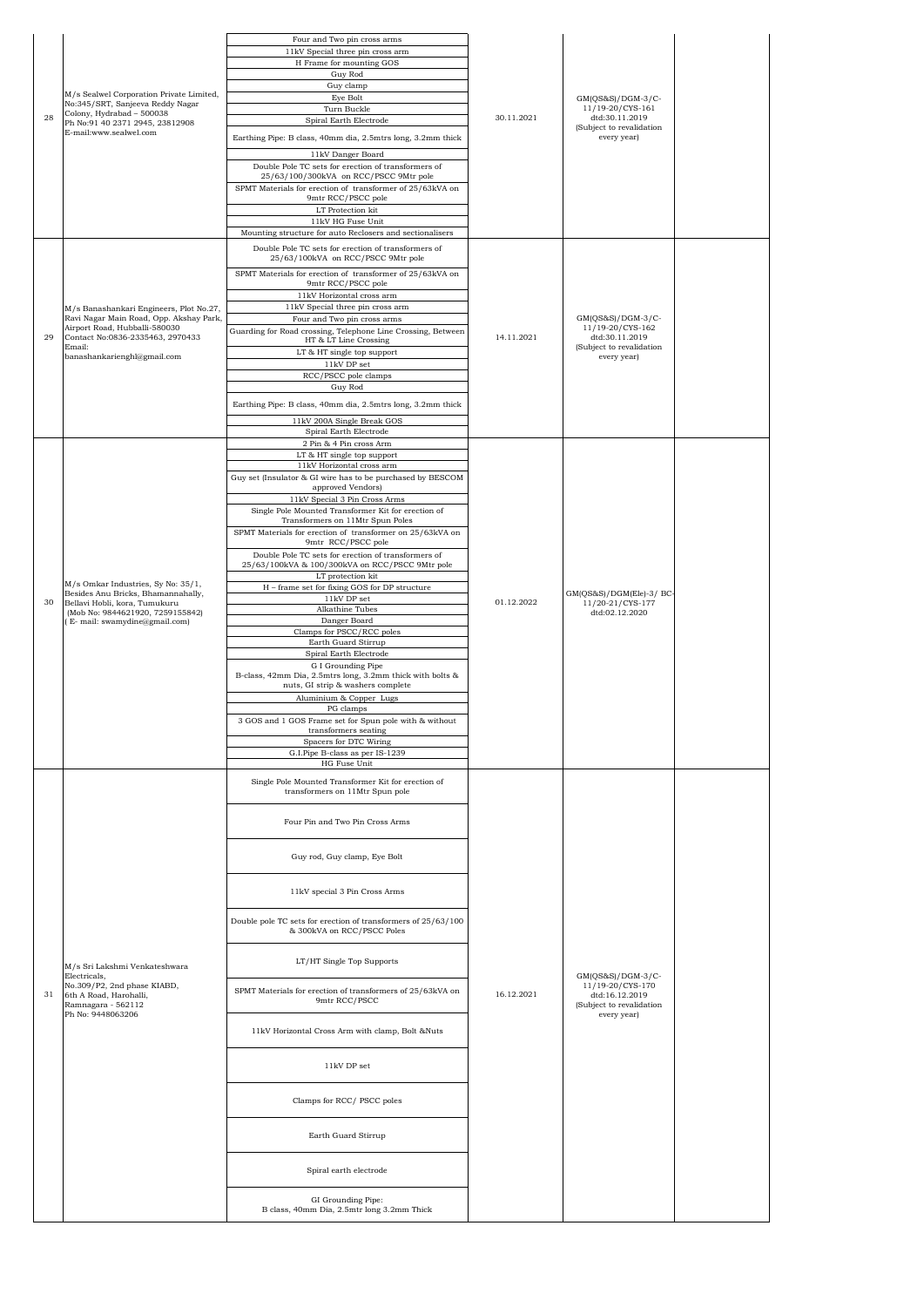| 28 | M/s Sealwel Corporation Private Limited, No:345/SRT, Sanjeeva Reddy Nagar Colony, Hydrabad – 500038 Ph No:91 40 2371 2945, 23812908 E-mail:www.sealwel.com | Four and Two pin cross arms<br>11kV Special three pin cross arm<br>H Frame for mounting GOS<br>Guy Rod<br>Guy clamp<br>Eye Bolt<br>Turn Buckle<br>Spiral Earth Electrode<br>Earthing Pipe: B class, 40mm dia, 2.5mtrs long, 3.2mm thick<br>11kV Danger Board<br>Double Pole TC sets for erection of transformers of 25/63/100/300kVA on RCC/PSCC 9Mtr pole<br>SPMT Materials for erection of transformer of 25/63kVA on 9mtr RCC/PSCC pole<br>LT Protection kit<br>11kV HG Fuse Unit<br>Mounting structure for auto Reclosers and sectionalisers | 30.11.2021 | GM(QS&S)/DGM-3/C-11/19-20/CYS-161 dtd:30.11.2019 (Subject to revalidation every year) | |
|---|---|---|---|---|---|
| 29 | M/s Banashankari Engineers, Plot No.27, Ravi Nagar Main Road, Opp. Akshay Park, Airport Road, Hubballi-580030 Contact No:0836-2335463, 2970433 Email: banashankarienghl@gmail.com | Double Pole TC sets for erection of transformers of 25/63/100kVA on RCC/PSCC 9Mtr pole<br>SPMT Materials for erection of transformer of 25/63kVA on 9mtr RCC/PSCC pole<br>11kV Horizontal cross arm<br>11kV Special three pin cross arm<br>Four and Two pin cross arms<br>Guarding for Road crossing, Telephone Line Crossing, Between HT & LT Line Crossing<br>LT & HT single top support<br>11kV DP set<br>RCC/PSCC pole clamps<br>Guy Rod<br>Earthing Pipe: B class, 40mm dia, 2.5mtrs long, 3.2mm thick<br>11kV 200A Single Break GOS<br>Spiral Earth Electrode | 14.11.2021 | GM(QS&S)/DGM-3/C-11/19-20/CYS-162 dtd:30.11.2019 (Subject to revalidation every year) | |
| 30 | M/s Omkar Industries, Sy No: 35/1, Besides Anu Bricks, Bhamannahally, Bellavi Hobli, kora, Tumukuru (Mob No: 9844621920, 7259155842) ( E- mail: swamydine@gmail.com) | 2 Pin & 4 Pin cross Arm<br>LT & HT single top support<br>11kV Horizontal cross arm<br>Guy set (Insulator & GI wire has to be purchased by BESCOM approved Vendors)<br>11kV Special 3 Pin Cross Arms<br>Single Pole Mounted Transformer Kit for erection of Transformers on 11Mtr Spun Poles<br>SPMT Materials for erection of transformer on 25/63kVA on 9mtr RCC/PSCC pole<br>Double Pole TC sets for erection of transformers of 25/63/100kVA & 100/300kVA on RCC/PSCC 9Mtr pole<br>LT protection kit<br>H – frame set for fixing GOS for DP structure<br>11kV DP set<br>Alkathine Tubes<br>Danger Board<br>Clamps for PSCC/RCC poles<br>Earth Guard Stirrup<br>Spiral Earth Electrode<br>G I Grounding Pipe B-class, 42mm Dia, 2.5mtrs long, 3.2mm thick with bolts & nuts, GI strip & washers complete<br>Aluminium & Copper Lugs<br>PG clamps<br>3 GOS and 1 GOS Frame set for Spun pole with & without transformers seating<br>Spacers for DTC Wiring<br>G.I.Pipe B-class as per IS-1239<br>HG Fuse Unit | 01.12.2022 | GM(QS&S)/DGM(Ele)-3/ BC-11/20-21/CYS-177 dtd:02.12.2020 | |
| 31 | M/s Sri Lakshmi Venkateshwara Electricals, No.309/P2, 2nd phase KIABD, 6th A Road, Harohalli, Ramnagara - 562112 Ph No: 9448063206 | Single Pole Mounted Transformer Kit for erection of transformers on 11Mtr Spun pole<br>Four Pin and Two Pin Cross Arms<br>Guy rod, Guy clamp, Eye Bolt<br>11kV special 3 Pin Cross Arms<br>Double pole TC sets for erection of transformers of 25/63/100 & 300kVA on RCC/PSCC Poles<br>LT/HT Single Top Supports<br>SPMT Materials for erection of transformers of 25/63kVA on 9mtr RCC/PSCC<br>11kV Horizontal Cross Arm with clamp, Bolt &Nuts<br>11kV DP set<br>Clamps for RCC/ PSCC poles<br>Earth Guard Stirrup<br>Spiral earth electrode<br>GI Grounding Pipe: B class, 40mm Dia, 2.5mtr long 3.2mm Thick | 16.12.2021 | GM(QS&S)/DGM-3/C-11/19-20/CYS-170 dtd:16.12.2019 (Subject to revalidation every year) | |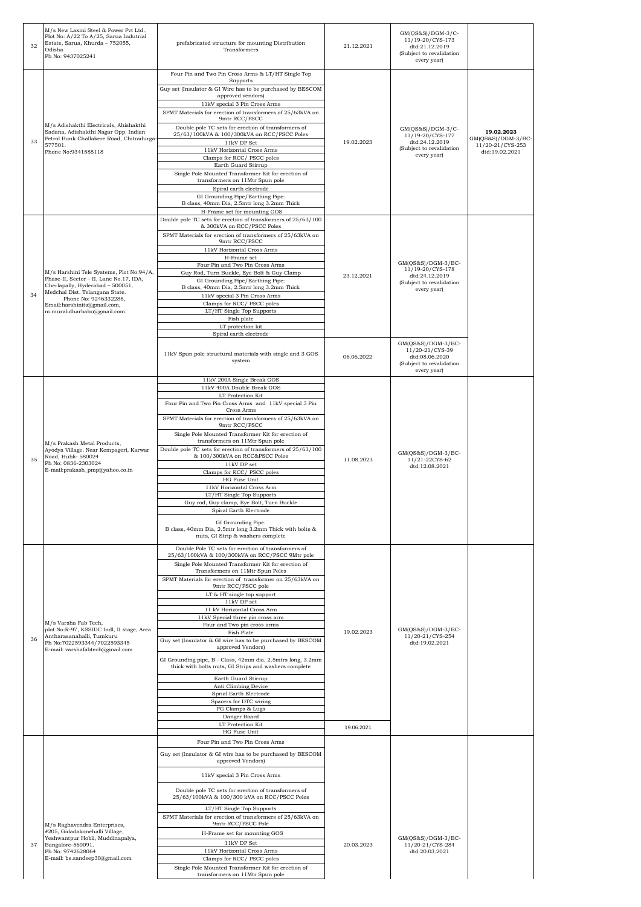| 32 | M/s New Laxmi Steel & Power Pvt Ltd., Plot No: A/22 To A/25, Sarua Indutrial Estate, Sarua, Khurda – 752055, Odisha Ph No: 9437025241 | prefabricated structure for mounting Distribution Transformers | 21.12.2021 | GM(QS&S)/DGM-3/C-11/19-20/CYS-173 dtd:21.12.2019 (Subject to revalidation every year) | |
|---|---|---|---|---|---|
| 33 | M/s Adishakthi Electricals, Ahishakthi Sadana, Adishakthi Nagar Opp. Indian Petrol Bunk Challakere Road, Chitradurga-577501. Phone No:9341588118 | Four Pin and Two Pin Cross Arms & LT/HT Single Top Supports<br>Guy set (Insulator & GI Wire has to be purchased by BESCOM approved vendors)<br>11kV special 3 Pin Cross Arms<br>SPMT Materials for erection of transformers of 25/63kVA on 9mtr RCC/PSCC<br>Double pole TC sets for erection of transformers of 25/63/100kVA & 100/300kVA on RCC/PSCC Poles<br>11kV DP Set<br>11kV Horizontal Cross Arms<br>Clamps for RCC/ PSCC poles<br>Earth Guard Stirrup<br>Single Pole Mounted Transformer Kit for erection of transformers on 11Mtr Spun pole<br>Spiral earth electrode<br>GI Grounding Pipe/Earthing Pipe: B class, 40mm Dia, 2.5mtr long 3.2mm Thick<br>H-Frame set for mounting GOS | 19.02.2023 | GM(QS&S)/DGM-3/C-11/19-20/CYS-177 dtd:24.12.2019 (Subject to revalidation every year) | **19.02.2023** GM(QS&S)/DGM-3/BC-11/20-21/CYS-253 dtd:19.02.2021 |
| 34 | M/s Harshini Tele Systems, Plot No:94/A, Phase-II, Sector – II, Lane No.17, IDA, Cherlapally, Hyderabad – 500051, Medchal Dist. Telangana State. Phone No: 9246332288, Email:harshinits@gmail.com, m.muralidharbabu@gmail.com. | Double pole TC sets for erection of transformers of 25/63/100 & 300kVA on RCC/PSCC Poles<br>SPMT Materials for erection of transformers of 25/63kVA on 9mtr RCC/PSCC<br>11kV Horizontal Cross Arms<br>H-Frame set<br>Four Pin and Two Pin Cross Arms<br>Guy Rod, Turn Buckle, Eye Bolt & Guy Clamp<br>GI Grounding Pipe/Earthing Pipe: B class, 40mm Dia, 2.5mtr long 3.2mm Thick<br>11kV special 3 Pin Cross Arms<br>Clamps for RCC/ PSCC poles<br>LT/HT Single Top Supports<br>Fish plate<br>LT protection kit<br>Spiral earth electrode | 23.12.2021 | GM(QS&S)/DGM-3/BC-11/19-20/CYS-178 dtd:24.12.2019 (Subject to revalidation every year) | |
| | | 11kV Spun pole structural materials with single and 3 GOS system | 06.06.2022 | GM(QS&S)/DGM-3/BC-11/20-21/CYS-39 dtd:08.06.2020 (Subject to revalidation every year) | |
| 35 | M/s Prakash Metal Products, Ayodya Village, Near Kempageri, Karwar Road, Hubli- 580024 Ph No: 0836-2303024 E-mail:prakash_pmp@yahoo.co.in | 11kV 200A Single Break GOS<br>11kV 400A Double Break GOS<br>LT Protection Kit<br>Four Pin and Two Pin Cross Arms and 11kV special 3 Pin Cross Arms<br>SPMT Materials for erection of transformers of 25/63kVA on 9mtr RCC/PSCC<br>Single Pole Mounted Transformer Kit for erection of transformers on 11Mtr Spun pole<br>Double pole TC sets for erection of transformers of 25/63/100 & 100/300kVA on RCC&PSCC Poles<br>11kV DP set<br>Clamps for RCC/ PSCC poles<br>HG Fuse Unit<br>11kV Horizontal Cross Arm<br>LT/HT Single Top Supports<br>Guy rod, Guy clamp, Eye Bolt, Turn Buckle<br>Spiral Earth Electrode<br>GI Grounding Pipe: B class, 40mm Dia, 2.5mtr long 3.2mm Thick with bolts & nuts, GI Strip & washers complete | 11.08.2023 | GM(QS&S)/DGM-3/BC-11/21-22CYS-62 dtd:12.08.2021 | |
| 36 | M/s Varsha Fab Tech, plot No:R-97, KSSIDC Indl, II stage, Area Antharasanahalli, Tumkuru Ph No:7022593344/7022593345 E-mail: varshafabtech@gmail.com | Double Pole TC sets for erection of transformers of 25/63/100kVA & 100/300kVA on RCC/PSCC 9Mtr pole<br>Single Pole Mounted Transformer Kit for erection of Transformers on 11Mtr Spun Poles<br>SPMT Materials for erection of transformer on 25/63kVA on 9mtr RCC/PSCC pole<br>LT & HT single top support<br>11kV DP set<br>11 kV Horizontal Cross Arm<br>11kV Special three pin cross arm<br>Four and Two pin cross arms<br>Fish Plate<br>Guy set (Insulator & GI wire has to be purchased by BESCOM approved Vendors)<br>GI Grounding pipe, B - Class, 42mm dia, 2.5mtrs long, 3.2mm thick with bolts nuts, GI Strips and washers complete<br>Earth Guard Stirrup<br>Anti Climbing Device<br>Sprial Earth Electrode<br>Spacers for DTC wiring<br>PG Clamps & Lugs<br>Danger Board | 19.02.2023 | GM(QS&S)/DGM-3/BC-11/20-21/CYS-254 dtd:19.02.2021 | |
| | | LT Protection Kit<br>HG Fuse Unit | 19.06.2021 | | |
| 37 | M/s Raghavendra Enterprises, #205, Gidadakonehalli Village, Yeshwantpur Hobli, Muddinapalya, Bangalore-560091. Ph No: 9742628064 E-mail: bs.sandeep30@gmail.com | Four Pin and Two Pin Cross Arms<br>Guy set (Insulator & GI wire has to be purchased by BESCOM approved Vendors)<br>11kV special 3 Pin Cross Arms<br>Double pole TC sets for erection of transformers of 25/63/100kVA & 100/300 kVA on RCC/PSCC Poles<br>LT/HT Single Top Supports<br>SPMT Materials for erection of transformers of 25/63kVA on 9mtr RCC/PSCC Pole<br>H-Frame set for mounting GOS<br>11kV DP Set<br>11kV Horizontal Cross Arms<br>Clamps for RCC/ PSCC poles<br>Single Pole Mounted Transformer Kit for erection of transformers on 11Mtr Spun pole | 20.03.2023 | GM(QS&S)/DGM-3/BC-11/20-21/CYS-284 dtd:20.03.2021 | |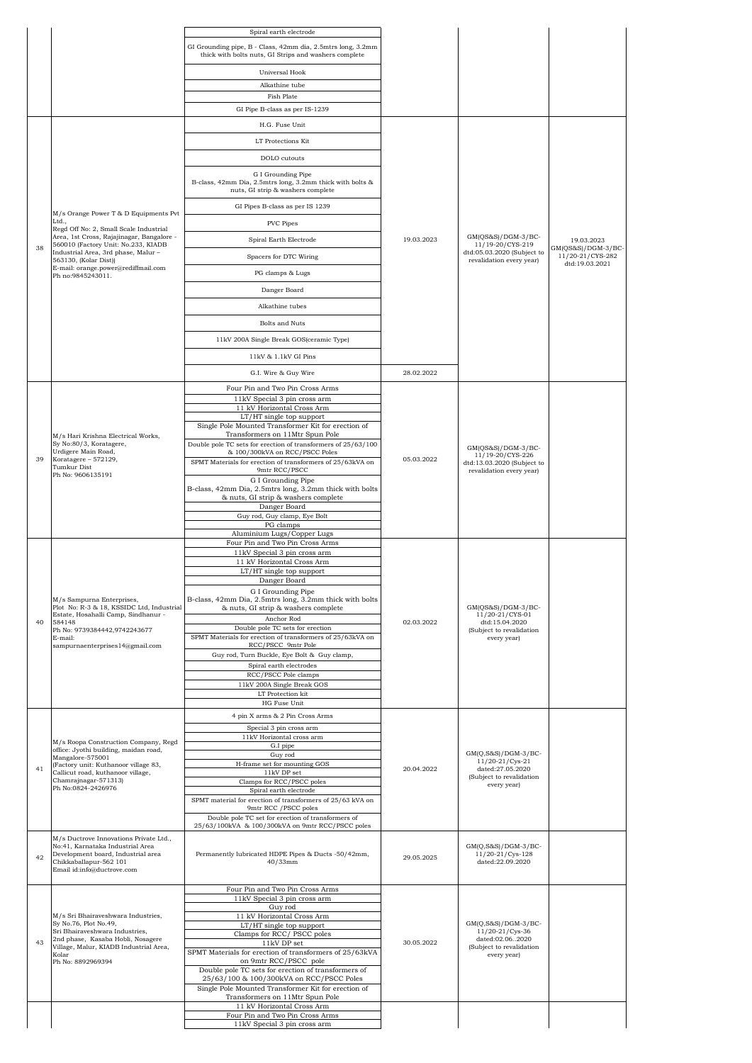| | | | | | |
|---|---|---|---|---|---|
| | | Spiral earth electrode | | | |
| | | GI Grounding pipe, B - Class, 42mm dia, 2.5mtrs long, 3.2mm thick with bolts nuts, GI Strips and washers complete | | | |
| | | Universal Hook | | | |
| | | Alkathine tube | | | |
| | | Fish Plate | | | |
| | | GI Pipe B-class as per IS-1239 | | | |
| 38 | M/s Orange Power T & D Equipments Pvt Ltd., Regd Off No: 2, Small Scale Industrial Area, 1st Cross, Rajajinagar, Bangalore - 560010 (Factory Unit: No.233, KIADB Industrial Area, 3rd phase, Malur – 563130, (Kolar Dist)) E-mail: orange.power@rediffmail.com Ph no:9845243011. | H.G. Fuse Unit | 19.03.2023 | GM(QS&S)/DGM-3/BC-11/19-20/CYS-219 dtd:05.03.2020 (Subject to revalidation every year) | 19.03.2023 GM(QS&S)/DGM-3/BC-11/20-21/CYS-282 dtd:19.03.2021 |
| | | LT Protections Kit | | | |
| | | DOLO cutouts | | | |
| | | G I Grounding Pipe B-class, 42mm Dia, 2.5mtrs long, 3.2mm thick with bolts & nuts, GI strip & washers complete | | | |
| | | GI Pipes B-class as per IS 1239 | | | |
| | | PVC Pipes | | | |
| | | Spiral Earth Electrode | | | |
| | | Spacers for DTC Wiring | | | |
| | | PG clamps & Lugs | | | |
| | | Danger Board | | | |
| | | Alkathine tubes | | | |
| | | Bolts and Nuts | | | |
| | | 11kV 200A Single Break GOS(ceramic Type) | | | |
| | | 11kV & 1.1kV GI Pins | | | |
| | | G.I. Wire & Guy Wire | 28.02.2022 | | |
| 39 | M/s Hari Krishna Electrical Works, Sy No:80/3, Koratagere, Urdigere Main Road, Koratagere – 572129, Tumkur Dist Ph No: 9606135191 | Four Pin and Two Pin Cross Arms | 05.03.2022 | GM(QS&S)/DGM-3/BC-11/19-20/CYS-226 dtd:13.03.2020 (Subject to revalidation every year) | |
| | | 11kV Special 3 pin cross arm | | | |
| | | 11 kV Horizontal Cross Arm | | | |
| | | LT/HT single top support | | | |
| | | Single Pole Mounted Transformer Kit for erection of Transformers on 11Mtr Spun Pole | | | |
| | | Double pole TC sets for erection of transformers of 25/63/100 & 100/300kVA on RCC/PSCC Poles | | | |
| | | SPMT Materials for erection of transformers of 25/63kVA on 9mtr RCC/PSCC | | | |
| | | G I Grounding Pipe B-class, 42mm Dia, 2.5mtrs long, 3.2mm thick with bolts & nuts, GI strip & washers complete | | | |
| | | Danger Board | | | |
| | | Guy rod, Guy clamp, Eye Bolt | | | |
| | | PG clamps | | | |
| | | Aluminium Lugs/Copper Lugs | | | |
| 40 | M/s Sampurna Enterprises, Plot No: R-3 & 18, KSSIDC Ltd, Industrial Estate, Hosahalli Camp, Sindhanur - 584148 Ph No: 9739384442,9742243677 E-mail: sampurnaenterprises14@gmail.com | Four Pin and Two Pin Cross Arms | 02.03.2022 | GM(QS&S)/DGM-3/BC-11/20-21/CYS-01 dtd:15.04.2020 (Subject to revalidation every year) | |
| | | 11kV Special 3 pin cross arm | | | |
| | | 11 kV Horizontal Cross Arm | | | |
| | | LT/HT single top support | | | |
| | | Danger Board | | | |
| | | G I Grounding Pipe B-class, 42mm Dia, 2.5mtrs long, 3.2mm thick with bolts & nuts, GI strip & washers complete | | | |
| | | Anchor Rod | | | |
| | | Double pole TC sets for erection | | | |
| | | SPMT Materials for erection of transformers of 25/63kVA on RCC/PSCC 9mtr Pole | | | |
| | | Guy rod, Turn Buckle, Eye Bolt & Guy clamp, | | | |
| | | Spiral earth electrodes | | | |
| | | RCC/PSCC Pole clamps | | | |
| | | 11kV 200A Single Break GOS | | | |
| | | LT Protection kit | | | |
| | | HG Fuse Unit | | | |
| 41 | M/s Roopa Construction Company, Regd office: Jyothi building, maidan road, Mangalore-575001 (Factory unit: Kuthanoor village 83, Callicut road, kuthanoor village, Chamrajnagar-571313) Ph No:0824-2426976 | 4 pin X arms & 2 Pin Cross Arms | 20.04.2022 | GM(Q,S&S)/DGM-3/BC-11/20-21/Cys-21 dated:27.05.2020 (Subject to revalidation every year) | |
| | | Special 3 pin cross arm | | | |
| | | 11kV Horizontal cross arm | | | |
| | | G.I pipe | | | |
| | | Guy rod | | | |
| | | H-frame set for mounting GOS | | | |
| | | 11kV DP set | | | |
| | | Clamps for RCC/PSCC poles | | | |
| | | Spiral earth electrode | | | |
| | | SPMT material for erection of transformers of 25/63 kVA on 9mtr RCC /PSCC poles | | | |
| | | Double pole TC set for erection of transformers of 25/63/100kVA & 100/300kVA on 9mtr RCC/PSCC poles | | | |
| 42 | M/s Ductrove Innovations Private Ltd., No:41, Karnataka Industrial Area Development board, Industrial area Chikkaballapur-562 101 Email id:info@ductrove.com | Permanently lubricated HDPE Pipes & Ducts -50/42mm, 40/33mm | 29.05.2025 | GM(Q,S&S)/DGM-3/BC-11/20-21/Cys-128 dated:22.09.2020 | |
| 43 | M/s Sri Bhairaveshwara Industries, Sy No.76, Plot No.49, Sri Bhairaveshwara Industries, 2nd phase, Kasaba Hobli, Nosagere Village, Malur, KIADB Industrial Area, Kolar Ph No: 8892969394 | Four Pin and Two Pin Cross Arms | 30.05.2022 | GM(Q,S&S)/DGM-3/BC-11/20-21/Cys-36 dated:02.06..2020 (Subject to revalidation every year) | |
| | | 11kV Special 3 pin cross arm | | | |
| | | Guy rod | | | |
| | | 11 kV Horizontal Cross Arm | | | |
| | | LT/HT single top support | | | |
| | | Clamps for RCC/ PSCC poles | | | |
| | | 11kV DP set | | | |
| | | SPMT Materials for erection of transformers of 25/63kVA on 9mtr RCC/PSCC pole | | | |
| | | Double pole TC sets for erection of transformers of 25/63/100 & 100/300kVA on RCC/PSCC Poles | | | |
| | | Single Pole Mounted Transformer Kit for erection of Transformers on 11Mtr Spun Pole | | | |
| | | 11 kV Horizontal Cross Arm | | | |
| | | Four Pin and Two Pin Cross Arms | | | |
| | | 11kV Special 3 pin cross arm | | | |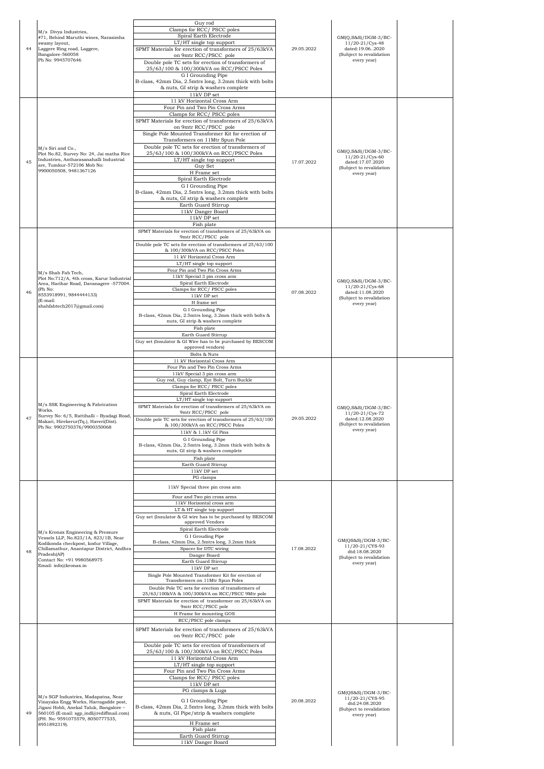| 44 | M/s Divya Industries,<br>#71, Behind Maruthi wines, Narasimha swamy layout,<br>Laggere Ring road, Laggere,<br>Bangalore-560058<br>Ph No: 9945707646 | Guy rod<br>Clamps for RCC/ PSCC poles<br>Spiral Earth Electrode<br>LT/HT single top support<br>SPMT Materials for erection of transformers of 25/63kVA on 9mtr RCC/PSCC pole<br>Double pole TC sets for erection of transformers of 25/63/100 & 100/300kVA on RCC/PSCC Poles<br>G I Grounding Pipe<br>B-class, 42mm Dia, 2.5mtrs long, 3.2mm thick with bolts & nuts, GI strip & washers complete<br>11kV DP set | 29.05.2022 | GM(Q,S&S)/DGM-3/BC-11/20-21/Cys-48<br>dated:19.06..2020<br>(Subject to revalidation every year) | |
|---|---|---|---|---|---|
| 45 | M/s Siri and Co.,<br>Plot No.82, Survey No: 24, Jai matha Rice Industries, Antharasanahalli Industrial are, Tumkur-572106 Mob No: 9900050508, 9481367126 | 11 kV Horizontal Cross Arm<br>Four Pin and Two Pin Cross Arms<br>Clamps for RCC/ PSCC poles<br>SPMT Materials for erection of transformers of 25/63kVA on 9mtr RCC/PSCC pole<br>Single Pole Mounted Transformer Kit for erection of Transformers on 11Mtr Spun Pole<br>Double pole TC sets for erection of transformers of 25/63/100 & 100/300kVA on RCC/PSCC Poles<br>LT/HT single top support<br>Guy Set<br>H Frame set<br>Spiral Earth Electrode<br>G I Grounding Pipe<br>B-class, 42mm Dia, 2.5mtrs long, 3.2mm thick with bolts & nuts, GI strip & washers complete<br>Earth Guard Stirrup<br>11kV Danger Board<br>11kV DP set<br>Fish plate | 17.07.2022 | GM(Q,S&S)/DGM-3/BC-11/20-21/Cys-60<br>dated:17.07.2020<br>(Subject to revalidation every year) | |
| 46 | M/s Shah Fab Tech,<br>Plot No:712/A, 4th cross, Karur Industrial Area, Harihar Road, Davanagere -577004. (Ph No:<br>8553918991, 9844444133)<br>(E-mail:<br>shahfabtech2017@gmail.com) | SPMT Materials for erection of transformers of 25/63kVA on 9mtr RCC/PSCC pole<br>Double pole TC sets for erection of transformers of 25/63/100 & 100/300kVA on RCC/PSCC Poles<br>11 kV Horizontal Cross Arm<br>LT/HT single top support<br>Four Pin and Two Pin Cross Arms<br>11kV Special 3 pin cross arm<br>Spiral Earth Electrode<br>Clamps for RCC/ PSCC poles<br>11kV DP set<br>H frame set<br>G I Grounding Pipe<br>B-class, 42mm Dia, 2.5mtrs long, 3.2mm thick with bolts & nuts, GI strip & washers complete<br>Fish plate<br>Earth Guard Stirrup<br>Guy set (Insulator & GI Wire has to be purchased by BESCOM approved vendors)<br>Bolts & Nuts | 07.08.2022 | GM(Q,S&S)/DGM-3/BC-11/20-21/Cys-68<br>dated:11.08.2020<br>(Subject to revalidation every year) | |
| 47 | M/s SSK Engineering & Fabrication Works.<br>Survey No: 6/5, Rattihalli – Byadagi Road, Makari, Hirekerur(Tq.), Haveri(Dist).<br>Ph No: 9902750376/9900350068 | 11 kV Horizontal Cross Arm<br>Four Pin and Two Pin Cross Arms<br>11kV Special 3 pin cross arm<br>Guy rod, Guy clamp, Eye Bolt, Turn Buckle<br>Clamps for RCC/ PSCC poles<br>Spiral Earth Electrode<br>LT/HT single top support<br>SPMT Materials for erection of transformers of 25/63kVA on 9mtr RCC/PSCC pole<br>Double pole TC sets for erection of transformers of 25/63/100 & 100/300kVA on RCC/PSCC Poles<br>11kV & 1.1kV GI Pins<br>G I Grounding Pipe<br>B-class, 42mm Dia, 2.5mtrs long, 3.2mm thick with bolts & nuts, GI strip & washers complete<br>Fish plate<br>Earth Guard Stirrup<br>11kV DP set<br>PG clamps | 29.05.2022 | GM(Q,S&S)/DGM-3/BC-11/20-21/Cys-72<br>dated:12.08.2020<br>(Subject to revalidation every year) | |
| 48 | M/s Kronax Engineering & Pressure Vessels LLP, No.823/1A, 823/1B, Near Kodikonda checkpost, kodur Village, Chillamathur, Anantapur District, Andhra Pradesh(AP)<br>Contact No: +91 9980568975<br>Email: info@kronax.in | 11kV Special three pin cross arm<br>Four and Two pin cross arms<br>11kV Horizontal cross arm<br>LT & HT single top support<br>Guy set (Insulator & GI wire has to be purchased by BESCOM approved Vendors<br>Spiral Earth Electrode<br>G I Grouding Pipe<br>B-class, 42mm Dia, 2.5mtrs long, 3.2mm thick<br>Spacer for DTC wiring<br>Danger Board<br>Earth Guard Stirrup<br>11kV DP set<br>Single Pole Mounted Transformer Kit for erection of Transformers on 11Mtr Spun Poles<br>Double Pole TC sets for erection of transformers of 25/63/100kVA & 100/300kVA on RCC/PSCC 9Mtr pole<br>SPMT Materials for erection of transformer on 25/63kVA on 9mtr RCC/PSCC pole<br>H Frame for mounting GOS<br>RCC/PSCC pole clamps | 17.08.2022 | GM(QS&S)/DGM-3/BC-11/20-21/CYS-93<br>dtd:18.08.2020<br>(Subject to revalidation every year) | |
| 49 | M/s SGP Industries, Madapatna, Near Vinayaka Engg Works, Harragadde post, Jigani Hobli, Anekal Taluk, Bangalore – 560105 (E-mail: sgp_indl@rediffmail.com) (PH. No: 9591075579, 8050777535, 8951892319). | SPMT Materials for erection of transformers of 25/63kVA on 9mtr RCC/PSCC pole<br>Double pole TC sets for erection of transformers of 25/63/100 & 100/300kVA on RCC/PSCC Poles<br>11 kV Horizontal Cross Arm<br>LT/HT single top support<br>Four Pin and Two Pin Cross Arms<br>Clamps for RCC/ PSCC poles<br>11kV DP set<br>PG clamps & Lugs<br>G I Grounding Pipe<br>B-class, 42mm Dia, 2.5mtrs long, 3.2mm thick with bolts & nuts, GI Pipe/strip & washers complete<br>H Frame set<br>Fish plate<br>Earth Guard Stirrup<br>11kV Danger Board | 20.08.2022 | GM(QS&S)/DGM-3/BC-11/20-21/CYS-95<br>dtd:24.08.2020<br>(Subject to revalidation every year) | |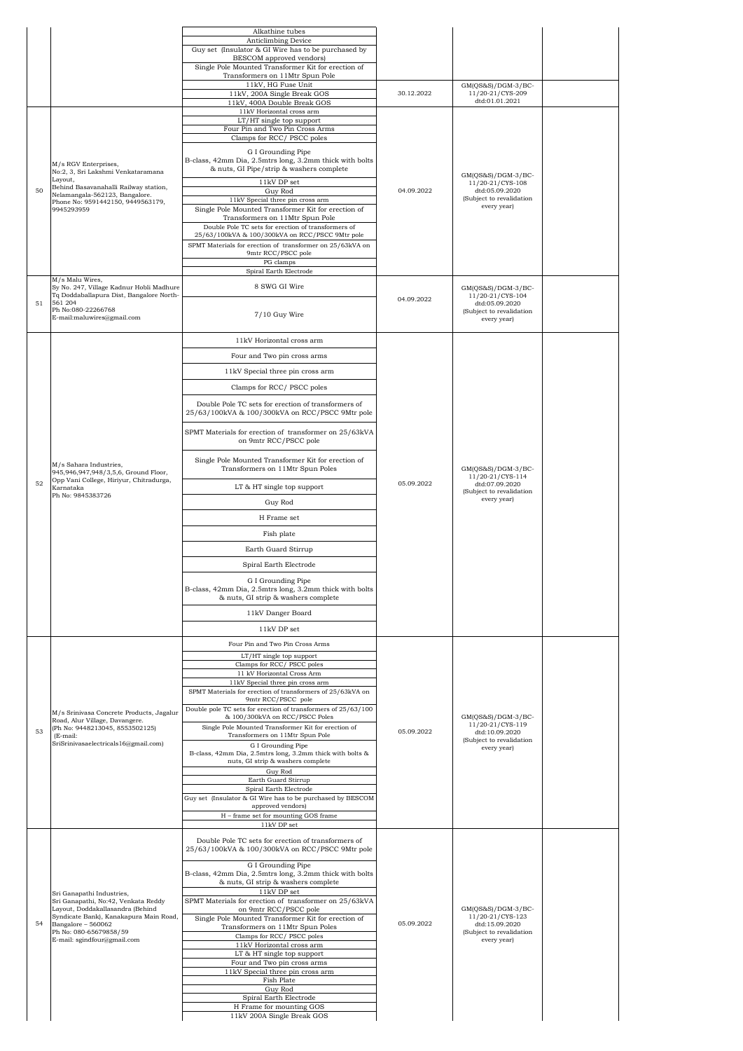| | | | | | |
|---|---|---|---|---|---|
| | | Alkathine tubes<br>Anticlimbing Device<br>Guy set (Insulator & GI Wire has to be purchased by BESCOM approved vendors)<br>Single Pole Mounted Transformer Kit for erection of Transformers on 11Mtr Spun Pole<br>11kV, HG Fuse Unit<br>11kV, 200A Single Break GOS<br>11kV, 400A Double Break GOS | 30.12.2022 | GM(QS&S)/DGM-3/BC-11/20-21/CYS-209 dtd:01.01.2021 | |
| 50 | M/s RGV Enterprises, No:2, 3, Sri Lakshmi Venkataramana Layout, Behind Basavanahalli Railway station, Nelamangala-562123, Bangalore. Phone No: 9591442150, 9449563179, 9945293959 | 11kV Horizontal cross arm<br>LT/HT single top support<br>Four Pin and Two Pin Cross Arms<br>Clamps for RCC/ PSCC poles<br>G I Grounding Pipe B-class, 42mm Dia, 2.5mtrs long, 3.2mm thick with bolts & nuts, GI Pipe/strip & washers complete<br>11kV DP set<br>Guy Rod<br>11kV Special three pin cross arm<br>Single Pole Mounted Transformer Kit for erection of Transformers on 11Mtr Spun Pole<br>Double Pole TC sets for erection of transformers of 25/63/100kVA & 100/300kVA on RCC/PSCC 9Mtr pole<br>SPMT Materials for erection of transformer on 25/63kVA on 9mtr RCC/PSCC pole<br>PG clamps<br>Spiral Earth Electrode | 04.09.2022 | GM(QS&S)/DGM-3/BC-11/20-21/CYS-108 dtd:05.09.2020 (Subject to revalidation every year) | |
| 51 | M/s Malu Wires, Sy No. 247, Village Kadnur Hobli Madhure Tq Doddaballapura Dist, Bangalore North-561 204 Ph No:080-22266768 E-mail:maluwires@gmail.com | 8 SWG GI Wire<br>7/10 Guy Wire | 04.09.2022 | GM(QS&S)/DGM-3/BC-11/20-21/CYS-104 dtd:05.09.2020 (Subject to revalidation every year) | |
| 52 | M/s Sahara Industries, 945,946,947,948/3,5,6, Ground Floor, Opp Vani College, Hiriyur, Chitradurga, Karnataka Ph No: 9845383726 | 11kV Horizontal cross arm<br>Four and Two pin cross arms<br>11kV Special three pin cross arm<br>Clamps for RCC/ PSCC poles<br>Double Pole TC sets for erection of transformers of 25/63/100kVA & 100/300kVA on RCC/PSCC 9Mtr pole<br>SPMT Materials for erection of transformer on 25/63kVA on 9mtr RCC/PSCC pole<br>Single Pole Mounted Transformer Kit for erection of Transformers on 11Mtr Spun Poles<br>LT & HT single top support<br>Guy Rod<br>H Frame set<br>Fish plate<br>Earth Guard Stirrup<br>Spiral Earth Electrode<br>G I Grounding Pipe B-class, 42mm Dia, 2.5mtrs long, 3.2mm thick with bolts & nuts, GI strip & washers complete<br>11kV Danger Board<br>11kV DP set | 05.09.2022 | GM(QS&S)/DGM-3/BC-11/20-21/CYS-114 dtd:07.09.2020 (Subject to revalidation every year) | |
| 53 | M/s Srinivasa Concrete Products, Jagalur Road, Alur Village, Davangere. (Ph No: 9448213045, 8553502125) (E-mail: SriSrinivasaelectricals16@gmail.com) | Four Pin and Two Pin Cross Arms<br>LT/HT single top support<br>Clamps for RCC/ PSCC poles<br>11 kV Horizontal Cross Arm<br>11kV Special three pin cross arm<br>SPMT Materials for erection of transformers of 25/63kVA on 9mtr RCC/PSCC pole<br>Double pole TC sets for erection of transformers of 25/63/100 & 100/300kVA on RCC/PSCC Poles<br>Single Pole Mounted Transformer Kit for erection of Transformers on 11Mtr Spun Pole<br>G I Grounding Pipe B-class, 42mm Dia, 2.5mtrs long, 3.2mm thick with bolts & nuts, GI strip & washers complete<br>Guy Rod<br>Earth Guard Stirrup<br>Spiral Earth Electrode<br>Guy set (Insulator & GI Wire has to be purchased by BESCOM approved vendors)<br>H – frame set for mounting GOS frame<br>11kV DP set | 05.09.2022 | GM(QS&S)/DGM-3/BC-11/20-21/CYS-119 dtd:10.09.2020 (Subject to revalidation every year) | |
| 54 | Sri Ganapathi Industries, Sri Ganapathi, No:42, Venkata Reddy Layout, Doddakallasandra (Behind Syndicate Bank), Kanakapura Main Road, Bangalore – 560062 Ph No: 080-65679858/59 E-mail: sgindfour@gmail.com | Double Pole TC sets for erection of transformers of 25/63/100kVA & 100/300kVA on RCC/PSCC 9Mtr pole<br>G I Grounding Pipe B-class, 42mm Dia, 2.5mtrs long, 3.2mm thick with bolts & nuts, GI strip & washers complete<br>11kV DP set<br>SPMT Materials for erection of transformer on 25/63kVA on 9mtr RCC/PSCC pole<br>Single Pole Mounted Transformer Kit for erection of Transformers on 11Mtr Spun Poles<br>Clamps for RCC/ PSCC poles<br>11kV Horizontal cross arm<br>LT & HT single top support<br>Four and Two pin cross arms<br>11kV Special three pin cross arm<br>Fish Plate<br>Guy Rod<br>Spiral Earth Electrode<br>H Frame for mounting GOS<br>11kV 200A Single Break GOS | 05.09.2022 | GM(QS&S)/DGM-3/BC-11/20-21/CYS-123 dtd:15.09.2020 (Subject to revalidation every year) | |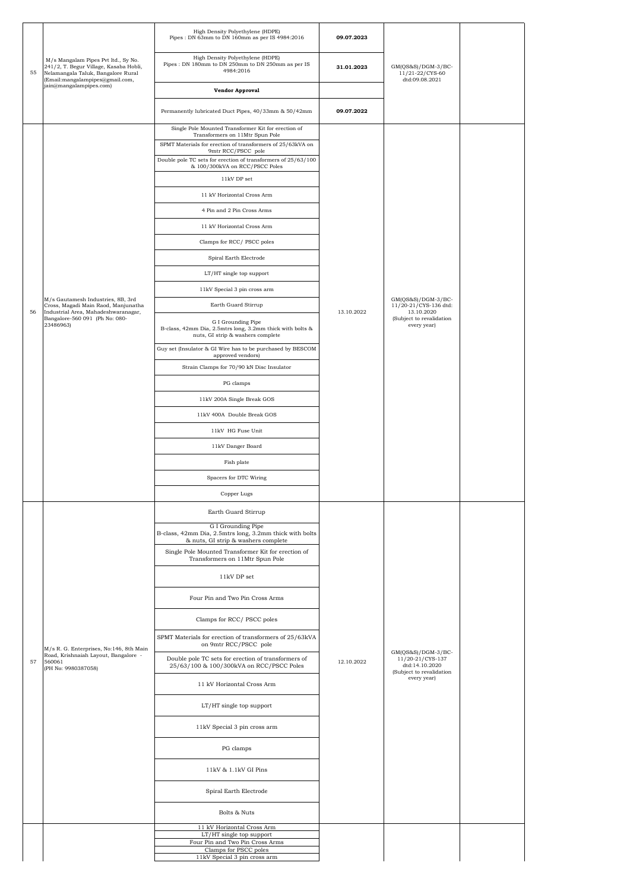| | | | | | |
|---|---|---|---|---|---|
| 55 | M/s Mangalam Pipes Pvt ltd., Sy No. 241/2, T. Begur Village, Kasaba Hobli, Nelamangala Taluk, Bangalore Rural (Email:mangalampipes@gmail.com, jain@mangalampipes.com) | High Density Polyethylene (HDPE) Pipes : DN 63mm to DN 160mm as per IS 4984:2016 | **09.07.2023** | GM(QS&S)/DGM-3/BC-11/21-22/CYS-60 dtd:09.08.2021 | |
| | | High Density Polyethylene (HDPE) Pipes : DN 180mm to DN 250mm to DN 250mm as per IS 4984:2016 | **31.01.2023** | | |
| | | **Vendor Approval** | | | |
| | | Permanently lubricated Duct Pipes, 40/33mm & 50/42mm | **09.07.2022** | | |
| 56 | M/s Gautamesh Industries, 8B, 3rd Cross, Magadi Main Raod, Manjunatha Industrial Area, Mahadeshwaranagar, Bangalore-560 091 (Ph No: 080-23486963) | Single Pole Mounted Transformer Kit for erection of Transformers on 11Mtr Spun Pole | 13.10.2022 | GM(QS&S)/DGM-3/BC-11/20-21/CYS-136 dtd: 13.10.2020 (Subject to revalidation every year) | |
| | | SPMT Materials for erection of transformers of 25/63kVA on 9mtr RCC/PSCC pole | | | |
| | | Double pole TC sets for erection of transformers of 25/63/100 & 100/300kVA on RCC/PSCC Poles | | | |
| | | 11kV DP set | | | |
| | | 11 kV Horizontal Cross Arm | | | |
| | | 4 Pin and 2 Pin Cross Arms | | | |
| | | 11 kV Horizontal Cross Arm | | | |
| | | Clamps for RCC/ PSCC poles | | | |
| | | Spiral Earth Electrode | | | |
| | | LT/HT single top support | | | |
| | | 11kV Special 3 pin cross arm | | | |
| | | Earth Guard Stirrup | | | |
| | | G I Grounding Pipe B-class, 42mm Dia, 2.5mtrs long, 3.2mm thick with bolts & nuts, GI strip & washers complete | | | |
| | | Guy set (Insulator & GI Wire has to be purchased by BESCOM approved vendors) | | | |
| | | Strain Clamps for 70/90 kN Disc Insulator | | | |
| | | PG clamps | | | |
| | | 11kV 200A Single Break GOS | | | |
| | | 11kV 400A Double Break GOS | | | |
| | | 11kV HG Fuse Unit | | | |
| | | 11kV Danger Board | | | |
| | | Fish plate | | | |
| | | Spacers for DTC Wiring | | | |
| | | Copper Lugs | | | |
| 57 | M/s R. G. Enterprises, No:146, 8th Main Road, Krishnaiah Layout, Bangalore - 560061 (PH No: 9980387058) | Earth Guard Stirrup | 12.10.2022 | GM(QS&S)/DGM-3/BC-11/20-21/CYS-137 dtd:14.10.2020 (Subject to revalidation every year) | |
| | | G I Grounding Pipe B-class, 42mm Dia, 2.5mtrs long, 3.2mm thick with bolts & nuts, GI strip & washers complete | | | |
| | | Single Pole Mounted Transformer Kit for erection of Transformers on 11Mtr Spun Pole | | | |
| | | 11kV DP set | | | |
| | | Four Pin and Two Pin Cross Arms | | | |
| | | Clamps for RCC/ PSCC poles | | | |
| | | SPMT Materials for erection of transformers of 25/63kVA on 9mtr RCC/PSCC pole | | | |
| | | Double pole TC sets for erection of transformers of 25/63/100 & 100/300kVA on RCC/PSCC Poles | | | |
| | | 11 kV Horizontal Cross Arm | | | |
| | | LT/HT single top support | | | |
| | | 11kV Special 3 pin cross arm | | | |
| | | PG clamps | | | |
| | | 11kV & 1.1kV GI Pins | | | |
| | | Spiral Earth Electrode | | | |
| | | Bolts & Nuts | | | |
| | | 11 kV Horizontal Cross Arm | | | |
| | | LT/HT single top support | | | |
| | | Four Pin and Two Pin Cross Arms | | | |
| | | Clamps for PSCC poles | | | |
| | | 11kV Special 3 pin cross arm | | | |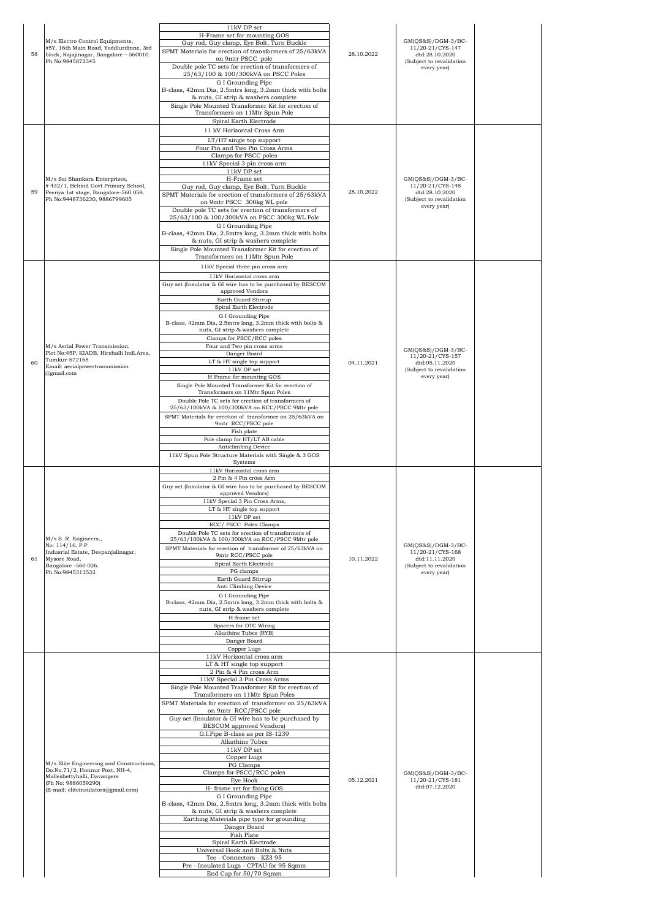| 58 | M/s Electro Control Equipments, #5Y, 16th Main Road, Yeddlurdinne, 3rd block, Rajajinagar, Bangalore – 560010. Ph No:9845872345 | 11kV DP set<br>H-Frame set for mounting GOS<br>Guy rod, Guy clamp, Eye Bolt, Turn Buckle<br>SPMT Materials for erection of transformers of 25/63kVA on 9mtr PSCC pole<br>Double pole TC sets for erection of transformers of 25/63/100 & 100/300kVA on PSCC Poles<br>G I Grounding Pipe<br>B-class, 42mm Dia, 2.5mtrs long, 3.2mm thick with bolts & nuts, GI strip & washers complete<br>Single Pole Mounted Transformer Kit for erection of Transformers on 11Mtr Spun Pole<br>Spiral Earth Electrode | 28.10.2022 | GM(QS&S)/DGM-3/BC-11/20-21/CYS-147 dtd:28.10.2020 (Subject to revalidation every year) | |
|---|---|---|---|---|---|
| 59 | M/s Sai Shankara Enterprises, # 432/1, Behind Govt Primary School, Peenya 1st stage, Bangalore-560 058. Ph No:9448736230, 9886799605 | 11 kV Horizontal Cross Arm<br>LT/HT single top support<br>Four Pin and Two Pin Cross Arms<br>Clamps for PSCC poles<br>11kV Special 3 pin cross arm<br>11kV DP set<br>H-Frame set<br>Guy rod, Guy clamp, Eye Bolt, Turn Buckle<br>SPMT Materials for erection of transformers of 25/63kVA on 9mtr PSCC 300kg WL pole<br>Double pole TC sets for erection of transformers of 25/63/100 & 100/300kVA on PSCC 300kg WL Pole<br>G I Grounding Pipe<br>B-class, 42mm Dia, 2.5mtrs long, 3.2mm thick with bolts & nuts, GI strip & washers complete<br>Single Pole Mounted Transformer Kit for erection of Transformers on 11Mtr Spun Pole | 28.10.2022 | GM(QS&S)/DGM-3/BC-11/20-21/CYS-148 dtd:28.10.2020 (Subject to revalidation every year) | |
| 60 | M/s Aerial Power Transmission, Plot No:45P, KIADB, Hirehalli Indl.Area, Tumkur-572168 Email: aerialpowertransmission @gmail.com | 11kV Special three pin cross arm<br>11kV Horizontal cross arm<br>Guy set (Insulator & GI wire has to be purchased by BESCOM approved Vendors<br>Earth Guard Stirrup<br>Spiral Earth Electrode<br>G I Grounding Pipe<br>B-class, 42mm Dia, 2.5mtrs long, 3.2mm thick with bolts & nuts, GI strip & washers complete<br>Clamps for PSCC/RCC poles<br>Four and Two pin cross arms<br>Danger Board<br>LT & HT single top support<br>11kV DP set<br>H Frame for mounting GOS<br>Single Pole Mounted Transformer Kit for erection of Transformers on 11Mtr Spun Poles<br>Double Pole TC sets for erection of transformers of 25/63/100kVA & 100/300kVA on RCC/PSCC 9Mtr pole<br>SPMT Materials for erection of transformer on 25/63kVA on 9mtr RCC/PSCC pole<br>Fish plate<br>Pole clamp for HT/LT AB cable<br>Anticlimbing Device<br>11kV Spun Pole Structure Materials with Single & 3 GOS Systems | 04.11.2021 | GM(QS&S)/DGM-3/BC-11/20-21/CYS-157 dtd:05.11.2020 (Subject to revalidation every year) | |
| 61 | M/s S. R. Engineers., No: 114/16, P.P. Indusrial Estate, Deepanjalinagar, Mysore Road, Bangalore -560 026. Ph No:9845313532 | 11kV Horizontal cross arm<br>2 Pin & 4 Pin cross Arm<br>Guy set (Insulator & GI wire has to be purchased by BESCOM approved Vendors)<br>11kV Special 3 Pin Cross Arms,<br>LT & HT single top support<br>11kV DP set<br>RCC/ PSCC Poles Clamps<br>Double Pole TC sets for erection of transformers of 25/63/100kVA & 100/300kVA on RCC/PSCC 9Mtr pole<br>SPMT Materials for erection of transformer of 25/63kVA on 9mtr RCC/PSCC pole<br>Spiral Earth Electrode<br>PG clamps<br>Earth Guard Stirrup<br>Anti Climbing Device<br>G I Grounding Pipe<br>B-class, 42mm Dia, 2.5mtrs long, 3.2mm thick with bolts & nuts, GI strip & washers complete<br>H-frame set<br>Spacers for DTC Wiring<br>Alkathine Tubes (RYB)<br>Danger Board<br>Copper Lugs | 10.11.2022 | GM(QS&S)/DGM-3/BC-11/20-21/CYS-168 dtd:11.11.2020 (Subject to revalidation every year) | |
| | M/s Elite Engineering and Constructions, Do.No.71/2, Honnur Post, NH-4, Malleshettyhalli, Davangere (Ph No: 9886059290) (E-mail: eliteinsulators@gmail.com) | 11kV Horizontal cross arm<br>LT & HT single top support<br>2 Pin & 4 Pin cross Arm<br>11kV Special 3 Pin Cross Arms<br>Single Pole Mounted Transformer Kit for erection of Transformers on 11Mtr Spun Poles<br>SPMT Materials for erection of transformer on 25/63kVA on 9mtr RCC/PSCC pole<br>Guy set (Insulator & GI wire has to be purchased by BESCOM approved Vendors)<br>G.I.Pipe B-class as per IS-1239<br>Alkathine Tubes<br>11kV DP set<br>Copper Lugs<br>PG Clamps<br>Clamps for PSCC/RCC poles<br>Eye Hook<br>H- frame set for fixing GOS<br>G I Grounding Pipe<br>B-class, 42mm Dia, 2.5mtrs long, 3.2mm thick with bolts & nuts, GI strip & washers complete<br>Earthing Materials pipe type for grounding<br>Danger Board<br>Fish Plate<br>Spiral Earth Electrode<br>Universal Hook and Bolts & Nuts<br>Tee - Connectors - KZ3 95<br>Pre - Insulated Lugs - CPTAU for 95 Sqmm<br>End Cap for 50/70 Sqmm | 05.12.2021 | GM(QS&S)/DGM-3/BC-11/20-21/CYS-181 dtd:07.12.2020 | |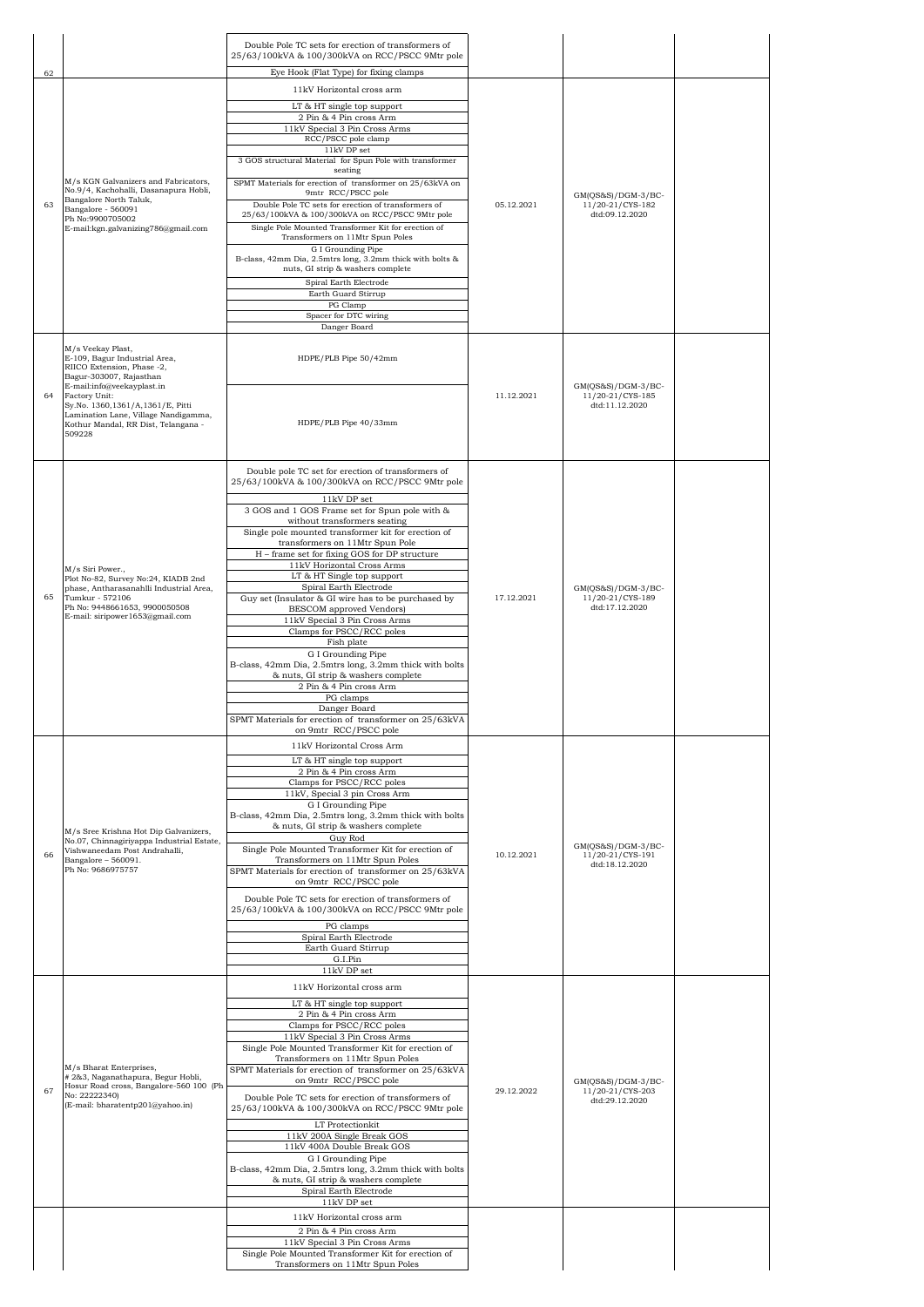| 62 | | Double Pole TC sets for erection of transformers of 25/63/100kVA & 100/300kVA on RCC/PSCC 9Mtr pole<br>Eye Hook (Flat Type) for fixing clamps | | | |
|---|---|---|---|---|---|
| 63 | M/s KGN Galvanizers and Fabricators, No.9/4, Kachohalli, Dasanapura Hobli, Bangalore North Taluk, Bangalore - 560091<br>Ph No:9900705002<br>E-mail:kgn.galvanizing786@gmail.com | 11kV Horizontal cross arm<br>LT & HT single top support<br>2 Pin & 4 Pin cross Arm<br>11kV Special 3 Pin Cross Arms<br>RCC/PSCC pole clamp<br>11kV DP set<br>3 GOS structural Material for Spun Pole with transformer seating<br>SPMT Materials for erection of transformer on 25/63kVA on 9mtr RCC/PSCC pole<br>Double Pole TC sets for erection of transformers of 25/63/100kVA & 100/300kVA on RCC/PSCC 9Mtr pole<br>Single Pole Mounted Transformer Kit for erection of Transformers on 11Mtr Spun Poles<br>G I Grounding Pipe<br>B-class, 42mm Dia, 2.5mtrs long, 3.2mm thick with bolts & nuts, GI strip & washers complete<br>Spiral Earth Electrode<br>Earth Guard Stirrup<br>PG Clamp<br>Spacer for DTC wiring<br>Danger Board | 05.12.2021 | GM(QS&S)/DGM-3/BC-11/20-21/CYS-182 dtd:09.12.2020 | |
| 64 | M/s Veekay Plast,<br>E-109, Bagur Industrial Area, RIICO Extension, Phase -2, Bagur-303007, Rajasthan<br>E-mail:info@veekayplast.in<br>Factory Unit:<br>Sy.No. 1360,1361/A,1361/E, Pitti Lamination Lane, Village Nandigamma, Kothur Mandal, RR Dist, Telangana - 509228 | HDPE/PLB Pipe 50/42mm<br>HDPE/PLB Pipe 40/33mm | 11.12.2021 | GM(QS&S)/DGM-3/BC-11/20-21/CYS-185 dtd:11.12.2020 | |
| 65 | M/s Siri Power.,<br>Plot No-82, Survey No:24, KIADB 2nd phase, Antharasanahlli Industrial Area, Tumkur - 572106<br>Ph No: 9448661653, 9900050508<br>E-mail: siripower1653@gmail.com | Double pole TC set for erection of transformers of 25/63/100kVA & 100/300kVA on RCC/PSCC 9Mtr pole<br>11kV DP set<br>3 GOS and 1 GOS Frame set for Spun pole with & without transformers seating<br>Single pole mounted transformer kit for erection of transformers on 11Mtr Spun Pole<br>H – frame set for fixing GOS for DP structure<br>11kV Horizontal Cross Arms<br>LT & HT Single top support<br>Spiral Earth Electrode<br>Guy set (Insulator & GI wire has to be purchased by BESCOM approved Vendors)<br>11kV Special 3 Pin Cross Arms<br>Clamps for PSCC/RCC poles<br>Fish plate<br>G I Grounding Pipe<br>B-class, 42mm Dia, 2.5mtrs long, 3.2mm thick with bolts & nuts, GI strip & washers complete<br>2 Pin & 4 Pin cross Arm<br>PG clamps<br>Danger Board<br>SPMT Materials for erection of transformer on 25/63kVA on 9mtr RCC/PSCC pole | 17.12.2021 | GM(QS&S)/DGM-3/BC-11/20-21/CYS-189 dtd:17.12.2020 | |
| 66 | M/s Sree Krishna Hot Dip Galvanizers, No.07, Chinnagiriyappa Industrial Estate, Vishwaneedam Post Andrahalli, Bangalore – 560091.<br>Ph No: 9686975757 | 11kV Horizontal Cross Arm<br>LT & HT single top support<br>2 Pin & 4 Pin cross Arm<br>Clamps for PSCC/RCC poles<br>11kV, Special 3 pin Cross Arm<br>G I Grounding Pipe<br>B-class, 42mm Dia, 2.5mtrs long, 3.2mm thick with bolts & nuts, GI strip & washers complete<br>Guy Rod<br>Single Pole Mounted Transformer Kit for erection of Transformers on 11Mtr Spun Poles<br>SPMT Materials for erection of transformer on 25/63kVA on 9mtr RCC/PSCC pole<br>Double Pole TC sets for erection of transformers of 25/63/100kVA & 100/300kVA on RCC/PSCC 9Mtr pole<br>PG clamps<br>Spiral Earth Electrode<br>Earth Guard Stirrup<br>G.I.Pin<br>11kV DP set | 10.12.2021 | GM(QS&S)/DGM-3/BC-11/20-21/CYS-191 dtd:18.12.2020 | |
| 67 | M/s Bharat Enterprises,<br># 2&3, Naganathapura, Begur Hobli, Hosur Road cross, Bangalore-560 100 (Ph No: 22222340)<br>(E-mail: bharatentp201@yahoo.in) | 11kV Horizontal cross arm<br>LT & HT single top support<br>2 Pin & 4 Pin cross Arm<br>Clamps for PSCC/RCC poles<br>11kV Special 3 Pin Cross Arms<br>Single Pole Mounted Transformer Kit for erection of Transformers on 11Mtr Spun Poles<br>SPMT Materials for erection of transformer on 25/63kVA on 9mtr RCC/PSCC pole<br>Double Pole TC sets for erection of transformers of 25/63/100kVA & 100/300kVA on RCC/PSCC 9Mtr pole<br>LT Protectionkit<br>11kV 200A Single Break GOS<br>11kV 400A Double Break GOS<br>G I Grounding Pipe<br>B-class, 42mm Dia, 2.5mtrs long, 3.2mm thick with bolts & nuts, GI strip & washers complete<br>Spiral Earth Electrode<br>11kV DP set | 29.12.2022 | GM(QS&S)/DGM-3/BC-11/20-21/CYS-203 dtd:29.12.2020 | |
| | | 11kV Horizontal cross arm<br>2 Pin & 4 Pin cross Arm<br>11kV Special 3 Pin Cross Arms<br>Single Pole Mounted Transformer Kit for erection of Transformers on 11Mtr Spun Poles | | | |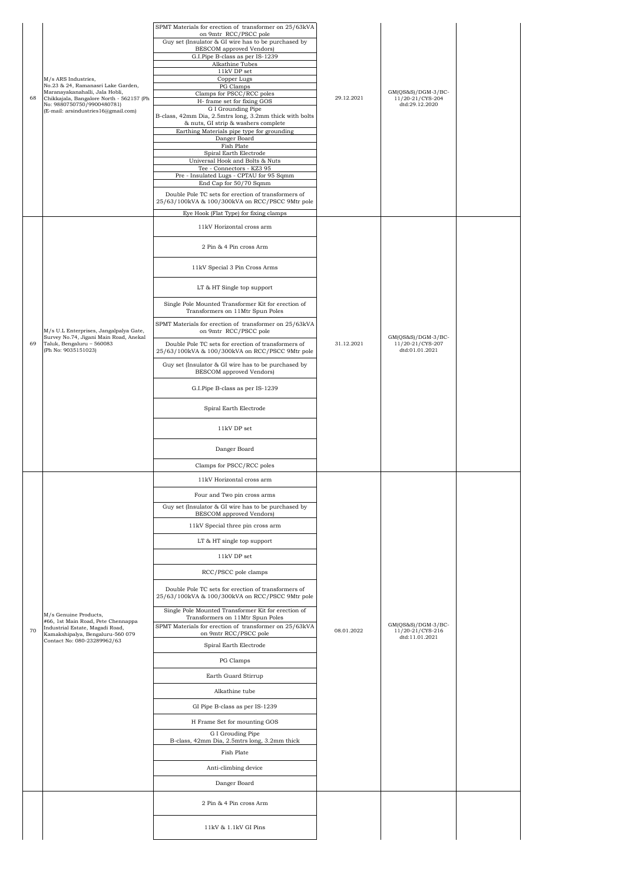| 68 | M/s ARS Industries, No.23 & 24, Ramanasri Lake Garden, Maranayakanahalli, Jala Hobli, Chikkajala, Bangalore North - 562157 (Ph No: 9880750750/9900480781) (E-mail: arsindustries16@gmail.com) | SPMT Materials for erection of transformer on 25/63kVA on 9mtr RCC/PSCC pole<br>Guy set (Insulator & GI wire has to be purchased by BESCOM approved Vendors)<br>G.I.Pipe B-class as per IS-1239<br>Alkathine Tubes<br>11kV DP set<br>Copper Lugs<br>PG Clamps<br>Clamps for PSCC/RCC poles<br>H- frame set for fixing GOS<br>G I Grounding Pipe<br>B-class, 42mm Dia, 2.5mtrs long, 3.2mm thick with bolts & nuts, GI strip & washers complete<br>Earthing Materials pipe type for grounding<br>Danger Board<br>Fish Plate<br>Spiral Earth Electrode<br>Universal Hook and Bolts & Nuts<br>Tee - Connectors - KZ3 95<br>Pre - Insulated Lugs - CPTAU for 95 Sqmm<br>End Cap for 50/70 Sqmm<br>Double Pole TC sets for erection of transformers of 25/63/100kVA & 100/300kVA on RCC/PSCC 9Mtr pole<br>Eye Hook (Flat Type) for fixing clamps | 29.12.2021 | GM(QS&S)/DGM-3/BC-11/20-21/CYS-204 dtd:29.12.2020 | |
|---|---|---|---|---|---|
| 69 | M/s U.L Enterprises, Jangalpalya Gate, Survey No.74, Jigani Main Road, Anekal Taluk, Bengaluru – 560083 (Ph No: 9035151023) | 11kV Horizontal cross arm<br>2 Pin & 4 Pin cross Arm<br>11kV Special 3 Pin Cross Arms<br>LT & HT Single top support<br>Single Pole Mounted Transformer Kit for erection of Transformers on 11Mtr Spun Poles<br>SPMT Materials for erection of transformer on 25/63kVA on 9mtr RCC/PSCC pole<br>Double Pole TC sets for erection of transformers of 25/63/100kVA & 100/300kVA on RCC/PSCC 9Mtr pole<br>Guy set (Insulator & GI wire has to be purchased by BESCOM approved Vendors)<br>G.I.Pipe B-class as per IS-1239<br>Spiral Earth Electrode<br>11kV DP set<br>Danger Board<br>Clamps for PSCC/RCC poles | 31.12.2021 | GM(QS&S)/DGM-3/BC-11/20-21/CYS-207 dtd:01.01.2021 | |
| 70 | M/s Genuine Products, #66, 1st Main Road, Pete Chennappa Industrial Estate, Magadi Road, Kamakshipalya, Bengaluru-560 079 Contact No: 080-23289962/63 | 11kV Horizontal cross arm<br>Four and Two pin cross arms<br>Guy set (Insulator & GI wire has to be purchased by BESCOM approved Vendors)<br>11kV Special three pin cross arm<br>LT & HT single top support<br>11kV DP set<br>RCC/PSCC pole clamps<br>Double Pole TC sets for erection of transformers of 25/63/100kVA & 100/300kVA on RCC/PSCC 9Mtr pole<br>Single Pole Mounted Transformer Kit for erection of Transformers on 11Mtr Spun Poles<br>SPMT Materials for erection of transformer on 25/63kVA on 9mtr RCC/PSCC pole<br>Spiral Earth Electrode<br>PG Clamps<br>Earth Guard Stirrup<br>Alkathine tube<br>GI Pipe B-class as per IS-1239<br>H Frame Set for mounting GOS<br>G I Grouding Pipe<br>B-class, 42mm Dia, 2.5mtrs long, 3.2mm thick<br>Fish Plate<br>Anti-climbing device<br>Danger Board | 08.01.2022 | GM(QS&S)/DGM-3/BC-11/20-21/CYS-216 dtd:11.01.2021 | |
| | | 2 Pin & 4 Pin cross Arm<br>11kV & 1.1kV GI Pins | | | |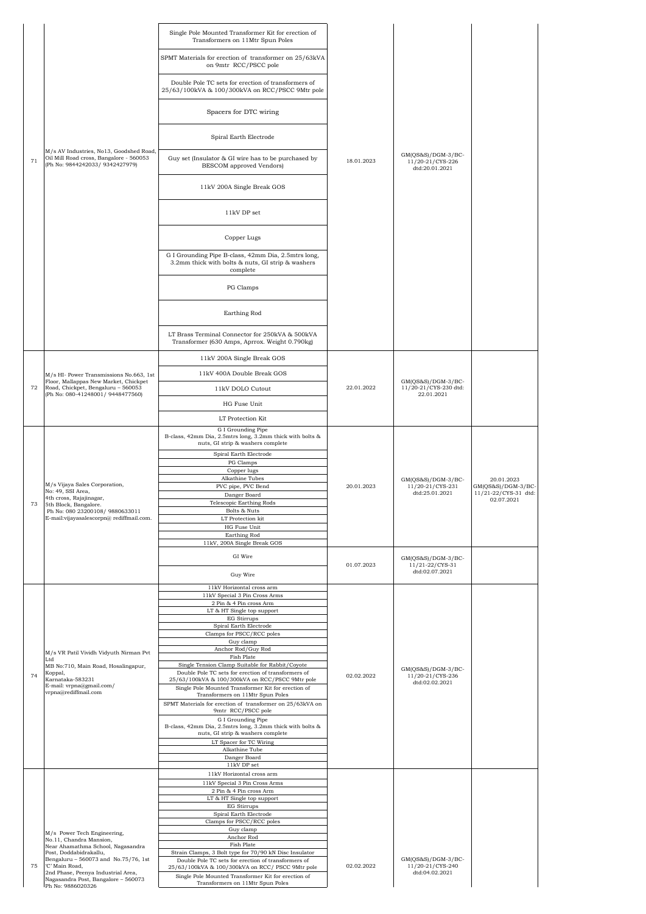| | | | | | |
|---|---|---|---|---|---|
| 71 | M/s AV Industries, No13, Goodshed Road, Oil Mill Road cross, Bangalore - 560053 (Ph No: 9844242033/ 9342427979) | Single Pole Mounted Transformer Kit for erection of Transformers on 11Mtr Spun Poles<br>SPMT Materials for erection of transformer on 25/63kVA on 9mtr RCC/PSCC pole<br>Double Pole TC sets for erection of transformers of 25/63/100kVA & 100/300kVA on RCC/PSCC 9Mtr pole<br>Spacers for DTC wiring<br>Spiral Earth Electrode<br>Guy set (Insulator & GI wire has to be purchased by BESCOM approved Vendors)<br>11kV 200A Single Break GOS<br>11kV DP set<br>Copper Lugs<br>G I Grounding Pipe B-class, 42mm Dia, 2.5mtrs long, 3.2mm thick with bolts & nuts, GI strip & washers complete<br>PG Clamps<br>Earthing Rod<br>LT Brass Terminal Connector for 250kVA & 500kVA Transformer (630 Amps, Aprrox. Weight 0.790kg) | 18.01.2023 | GM(QS&S)/DGM-3/BC-11/20-21/CYS-226 dtd:20.01.2021 | |
| 72 | M/s HI- Power Transmissions No.663, 1st Floor, Mallappas New Market, Chickpet Road, Chickpet, Bengaluru – 560053 (Ph No: 080-41248001/ 9448477560) | 11kV 200A Single Break GOS<br>11kV 400A Double Break GOS<br>11kV DOLO Cutout<br>HG Fuse Unit<br>LT Protection Kit | 22.01.2022 | GM(QS&S)/DGM-3/BC-11/20-21/CYS-230 dtd: 22.01.2021 | |
| 73 | M/s Vijaya Sales Corporation, No: 49, SSI Area, 4th cross, Rajajinagar, 5th Block, Bangalore. Ph No: 080 23200108/ 9880633011 E-mail:vijayasalescorpn@ rediffmail.com. | G I Grounding Pipe B-class, 42mm Dia, 2.5mtrs long, 3.2mm thick with bolts & nuts, GI strip & washers complete<br>Spiral Earth Electrode<br>PG Clamps<br>Copper lugs<br>Alkathine Tubes<br>PVC pipe, PVC Bend<br>Danger Board<br>Telescopic Earthing Rods<br>Bolts & Nuts<br>LT Protection kit<br>HG Fuse Unit<br>Earthing Rod<br>11kV, 200A Single Break GOS | 20.01.2023 | GM(QS&S)/DGM-3/BC-11/20-21/CYS-231 dtd:25.01.2021 | 20.01.2023 GM(QS&S)/DGM-3/BC-11/21-22/CYS-31 dtd: 02.07.2021 |
| | | GI Wire<br>Guy Wire | 01.07.2023 | GM(QS&S)/DGM-3/BC-11/21-22/CYS-31 dtd:02.07.2021 | |
| 74 | M/s VR Patil Vividh Vidyuth Nirman Pvt Ltd MB No:710, Main Road, Hosalingapur, Koppal, Karnataka-583231 E-mail: vrpna@gmail.com/ vrpna@rediffmail.com | 11kV Horizontal cross arm<br>11kV Special 3 Pin Cross Arms<br>2 Pin & 4 Pin cross Arm<br>LT & HT Single top support<br>EG Stirrups<br>Spiral Earth Electrode<br>Clamps for PSCC/RCC poles<br>Guy clamp<br>Anchor Rod/Guy Rod<br>Fish Plate<br>Single Tension Clamp Suitable for Rabbit/Coyote<br>Double Pole TC sets for erection of transformers of 25/63/100kVA & 100/300kVA on RCC/PSCC 9Mtr pole<br>Single Pole Mounted Transformer Kit for erection of Transformers on 11Mtr Spun Poles<br>SPMT Materials for erection of transformer on 25/63kVA on 9mtr RCC/PSCC pole<br>G I Grounding Pipe B-class, 42mm Dia, 2.5mtrs long, 3.2mm thick with bolts & nuts, GI strip & washers complete<br>LT Spacer for TC Wiring<br>Alkathine Tube<br>Danger Board<br>11kV DP set | 02.02.2022 | GM(QS&S)/DGM-3/BC-11/20-21/CYS-236 dtd:02.02.2021 | |
| 75 | M/s Power Tech Engineering, No.11, Chandra Mansion, Near Ahamathma School, Nagasandra Post, Doddabidrakallu, Bengaluru – 560073 and No.75/76, 1st 'C' Main Road, 2nd Phase, Peenya Industrial Area, Nagasandra Post, Bangalore – 560073 Ph No: 9886020326 | 11kV Horizontal cross arm<br>11kV Special 3 Pin Cross Arms<br>2 Pin & 4 Pin cross Arm<br>LT & HT Single top support<br>EG Stirrups<br>Spiral Earth Electrode<br>Clamps for PSCC/RCC poles<br>Guy clamp<br>Anchor Rod<br>Fish Plate<br>Strain Clamps, 3 Bolt type for 70/90 kN Disc Insulator<br>Double Pole TC sets for erection of transformers of 25/63/100kVA & 100/300kVA on RCC/ PSCC 9Mtr pole<br>Single Pole Mounted Transformer Kit for erection of Transformers on 11Mtr Spun Poles | 02.02.2022 | GM(QS&S)/DGM-3/BC-11/20-21/CYS-240 dtd:04.02.2021 | |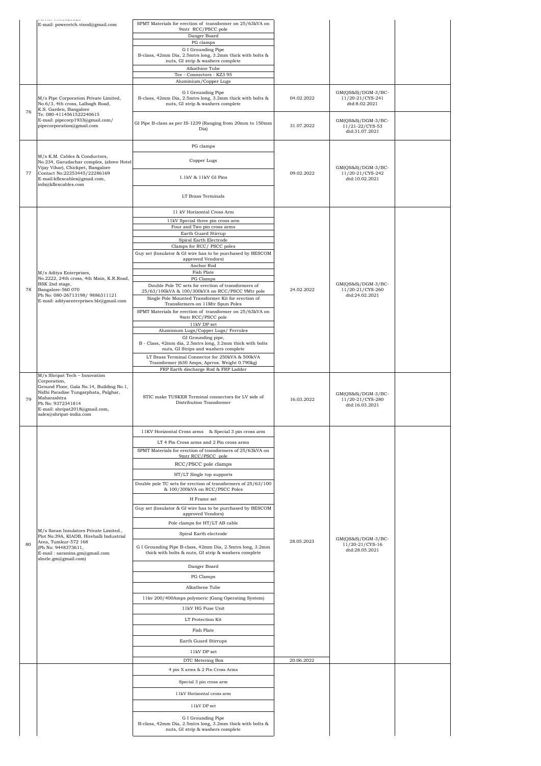| | | | | | |
|---|---|---|---|---|---|
| | E-mail: poweretch.vinod@gmail.com | SPMT Materials for erection of transformer on 25/63kVA on 9mtr RCC/PSCC pole<br>Danger Board<br>PG clamps<br>G I Grounding Pipe B-class, 42mm Dia, 2.5mtrs long, 3.2mm thick with bolts & nuts, GI strip & washers complete<br>Alkathine Tube<br>Tee - Connectors - KZ3 95<br>Aluminium/Copper Lugs | | | |
| 76 | M/s Pipe Corporation Private Limited, No.6/3, 4th cross, Lalbagh Road, K.S. Garden, Bangalore<br>Te: 080-4114561522240615<br>E-mail: pipecorp1933@gmail.com/ pipecorporation@gmail.com | G I Grounding Pipe B-class, 42mm Dia, 2.5mtrs long, 3.2mm thick with bolts & nuts, GI strip & washers complete | 04.02.2022 | GM(QS&S)/DGM-3/BC-11/20-21/CYS-241 dtd:8.02.2021 | |
| | | GI Pipe B-class as per IS-1239 (Ranging from 20mm to 150mm Dia) | 31.07.2022 | GM(QS&S)/DGM-3/BC-11/21-22/CYS-53 dtd:31.07.2021 | |
| 77 | M/s K.M. Cables & Conductors, No.234, Garudachar complex, (above Hotel Vijay Vihar), Chickpet, Bangalore<br>Contact No:22253445/22286169<br>E-mail:kflexcables@gmail.com, info@kflexcables.com | PG clamps<br>Copper Lugs<br>1.1kV & 11kV GI Pins<br>LT Brass Terminals | 09.02.2022 | GM(QS&S)/DGM-3/BC-11/20-21/CYS-242 dtd:10.02.2021 | |
| 78 | M/s Aditya Enterprises, No.2222, 24th cross, 4th Main, K.R.Road, BSK 2nd stage, Bangalore-560 070<br>Ph No: 080-26713198/ 9886311121<br>E-mail: adityaenterprises.blr@gmail.com | 11 kV Horizontal Cross Arm<br>11kV Special three pin cross arm<br>Four and Two pin cross arms<br>Earth Guard Stirrup<br>Spiral Earth Electrode<br>Clamps for RCC/ PSCC poles<br>Guy set (Insulator & GI wire has to be purchased by BESCOM approved Vendors)<br>Anchor Rod<br>Fish Plate<br>PG Clamps<br>Double Pole TC sets for erection of transformers of 25/63/100kVA & 100/300kVA on RCC/PSCC 9Mtr pole<br>Single Pole Mounted Transformer Kit for erection of Transformers on 11Mtr Spun Poles<br>SPMT Materials for erection of transformer on 25/63kVA on 9mtr RCC/PSCC pole<br>11kV DP set<br>Aluminium Lugs/Copper Lugs/ Ferrules<br>GI Grounding pipe, B - Class, 42mm dia, 2.5mtrs long, 3.2mm thick with bolts nuts, GI Strips and washers complete<br>LT Brass Terminal Connector for 250kVA & 500kVA Transformer (630 Amps, Aprrox. Weight 0.790kg)<br>FRP Earth discharge Rod & FRP Ladder | 24.02.2022 | GM(QS&S)/DGM-3/BC-11/20-21/CYS-260 dtd:24.02.2021 | |
| 79 | M/s Shripat Tech – Innovation Corporation, Ground Floor, Gala No.14, Building No.1, Nidhi Paradise Tungarphata, Palghar, Maharashtra<br>Ph No: 9372341814<br>E-mail: shripat2018@gmail.com, sales@shripat-india.com | STIC make TUSKER Terminal connectors for LV side of Distribution Transformer | 16.03.2022 | GM(QS&S)/DGM-3/BC-11/20-21/CYS-280 dtd:16.03.2021 | |
| 80 | M/s Saran Insulators Private Limited., Plot No:39A, KIADB, Hirehalli Industrial Area, Tumkur-572 168<br>(Ph No: 9448373611,<br>E-mail : saranins.gm@gmail.com slnele.gm@gmail.com) | 11KV Horizontal Cross arms & Special 3 pin cross arm<br>LT 4 Pin Cross arms and 2 Pin cross arms<br>SPMT Materials for erection of transformers of 25/63kVA on 9mtr RCC/PSCC pole<br>RCC/PSCC pole clamps<br>HT/LT Single top supports<br>Double pole TC sets for erection of transformers of 25/63/100 & 100/300kVA on RCC/PSCC Poles<br>H Frame set<br>Guy set (Insulator & GI wire has to be purchased by BESCOM approved Vendors)<br>Pole clamps for HT/LT AB cable<br>Spiral Earth electrode<br>G I Grounding Pipe B-class, 42mm Dia, 2.5mtrs long, 3.2mm thick with bolts & nuts, GI strip & washers complete<br>Danger Board<br>PG Clamps<br>Alkathene Tube<br>11kv 200/400Amps polymeric (Gang Operating System)<br>11kV HG Fuse Unit<br>LT Protection Kit<br>Fish Plate<br>Earth Guard Stirrups<br>11kV DP set | 28.05.2023 | GM(QS&S)/DGM-3/BC-11/20-21/CYS-16 dtd:28.05.2021 | |
| | | DTC Metering Box | 20.06.2022 | | |
| | | 4 pin X arms & 2 Pin Cross Arms<br>Special 3 pin cross arm<br>11kV Horizontal cross arm<br>11kV DP set<br>G I Grounding Pipe B-class, 42mm Dia, 2.5mtrs long, 3.2mm thick with bolts & nuts, GI strip & washers complete | | | |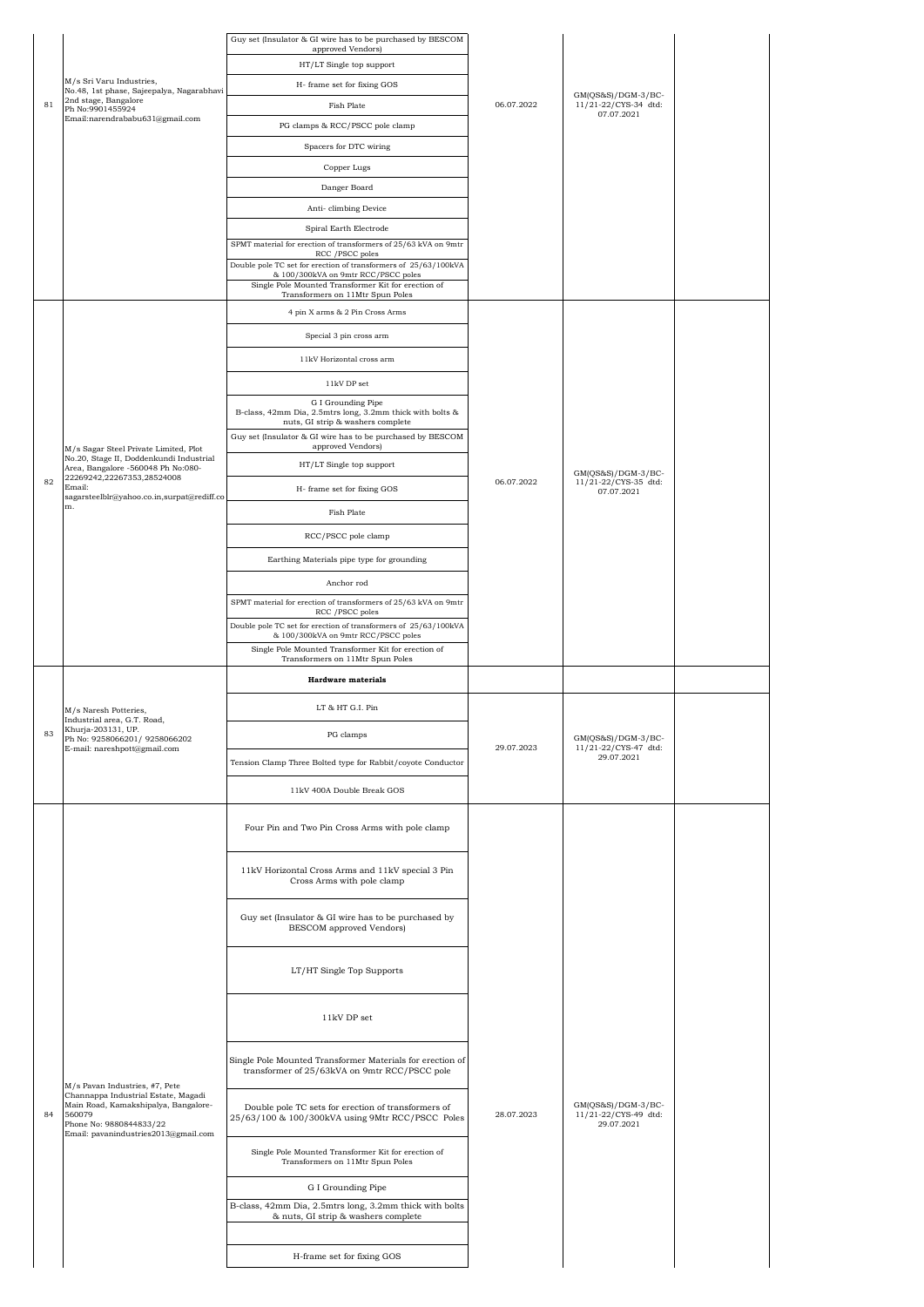| | | | | | |
|---|---|---|---|---|---|
| 81 | M/s Sri Varu Industries, No.48, 1st phase, Sajeepalya, Nagarabhavi 2nd stage, Bangalore Ph No:9901455924 Email:narendrababu631@gmail.com | Guy set (Insulator & GI wire has to be purchased by BESCOM approved Vendors) | 06.07.2022 | GM(QS&S)/DGM-3/BC-11/21-22/CYS-34 dtd: 07.07.2021 | |
| | | HT/LT Single top support | | | |
| | | H- frame set for fixing GOS | | | |
| | | Fish Plate | | | |
| | | PG clamps & RCC/PSCC pole clamp | | | |
| | | Spacers for DTC wiring | | | |
| | | Copper Lugs | | | |
| | | Danger Board | | | |
| | | Anti- climbing Device | | | |
| | | Spiral Earth Electrode | | | |
| | | SPMT material for erection of transformers of 25/63 kVA on 9mtr RCC /PSCC poles | | | |
| | | Double pole TC set for erection of transformers of 25/63/100kVA & 100/300kVA on 9mtr RCC/PSCC poles | | | |
| | | Single Pole Mounted Transformer Kit for erection of Transformers on 11Mtr Spun Poles | | | |
| 82 | M/s Sagar Steel Private Limited, Plot No.20, Stage II, Doddenkundi Industrial Area, Bangalore -560048 Ph No:080-22269242,22267353,28524008 Email: sagarsteelblr@yahoo.co.in,surpat@rediff.com. | 4 pin X arms & 2 Pin Cross Arms | 06.07.2022 | GM(QS&S)/DGM-3/BC-11/21-22/CYS-35 dtd: 07.07.2021 | |
| | | Special 3 pin cross arm | | | |
| | | 11kV Horizontal cross arm | | | |
| | | 11kV DP set | | | |
| | | G I Grounding Pipe B-class, 42mm Dia, 2.5mtrs long, 3.2mm thick with bolts & nuts, GI strip & washers complete | | | |
| | | Guy set (Insulator & GI wire has to be purchased by BESCOM approved Vendors) | | | |
| | | HT/LT Single top support | | | |
| | | H- frame set for fixing GOS | | | |
| | | Fish Plate | | | |
| | | RCC/PSCC pole clamp | | | |
| | | Earthing Materials pipe type for grounding | | | |
| | | Anchor rod | | | |
| | | SPMT material for erection of transformers of 25/63 kVA on 9mtr RCC /PSCC poles | | | |
| | | Double pole TC set for erection of transformers of 25/63/100kVA & 100/300kVA on 9mtr RCC/PSCC poles | | | |
| | | Single Pole Mounted Transformer Kit for erection of Transformers on 11Mtr Spun Poles | | | |
| 83 | M/s Naresh Potteries, Industrial area, G.T. Road, Khurja-203131, UP. Ph No: 9258066201/ 9258066202 E-mail: nareshpott@gmail.com | **Hardware materials** | 29.07.2023 | GM(QS&S)/DGM-3/BC-11/21-22/CYS-47 dtd: 29.07.2021 | |
| | | LT & HT G.I. Pin | | | |
| | | PG clamps | | | |
| | | Tension Clamp Three Bolted type for Rabbit/coyote Conductor | | | |
| | | 11kV 400A Double Break GOS | | | |
| 84 | M/s Pavan Industries, #7, Pete Channappa Industrial Estate, Magadi Main Road, Kamakshipalya, Bangalore-560079 Phone No: 9880844833/22 Email: pavanindustries2013@gmail.com | Four Pin and Two Pin Cross Arms with pole clamp | 28.07.2023 | GM(QS&S)/DGM-3/BC-11/21-22/CYS-49 dtd: 29.07.2021 | |
| | | 11kV Horizontal Cross Arms and 11kV special 3 Pin Cross Arms with pole clamp | | | |
| | | Guy set (Insulator & GI wire has to be purchased by BESCOM approved Vendors) | | | |
| | | LT/HT Single Top Supports | | | |
| | | 11kV DP set | | | |
| | | Single Pole Mounted Transformer Materials for erection of transformer of 25/63kVA on 9mtr RCC/PSCC pole | | | |
| | | Double pole TC sets for erection of transformers of 25/63/100 & 100/300kVA using 9Mtr RCC/PSCC Poles | | | |
| | | Single Pole Mounted Transformer Kit for erection of Transformers on 11Mtr Spun Poles | | | |
| | | G I Grounding Pipe | | | |
| | | B-class, 42mm Dia, 2.5mtrs long, 3.2mm thick with bolts & nuts, GI strip & washers complete | | | |
| | | | | | |
| | | H-frame set for fixing GOS | | | |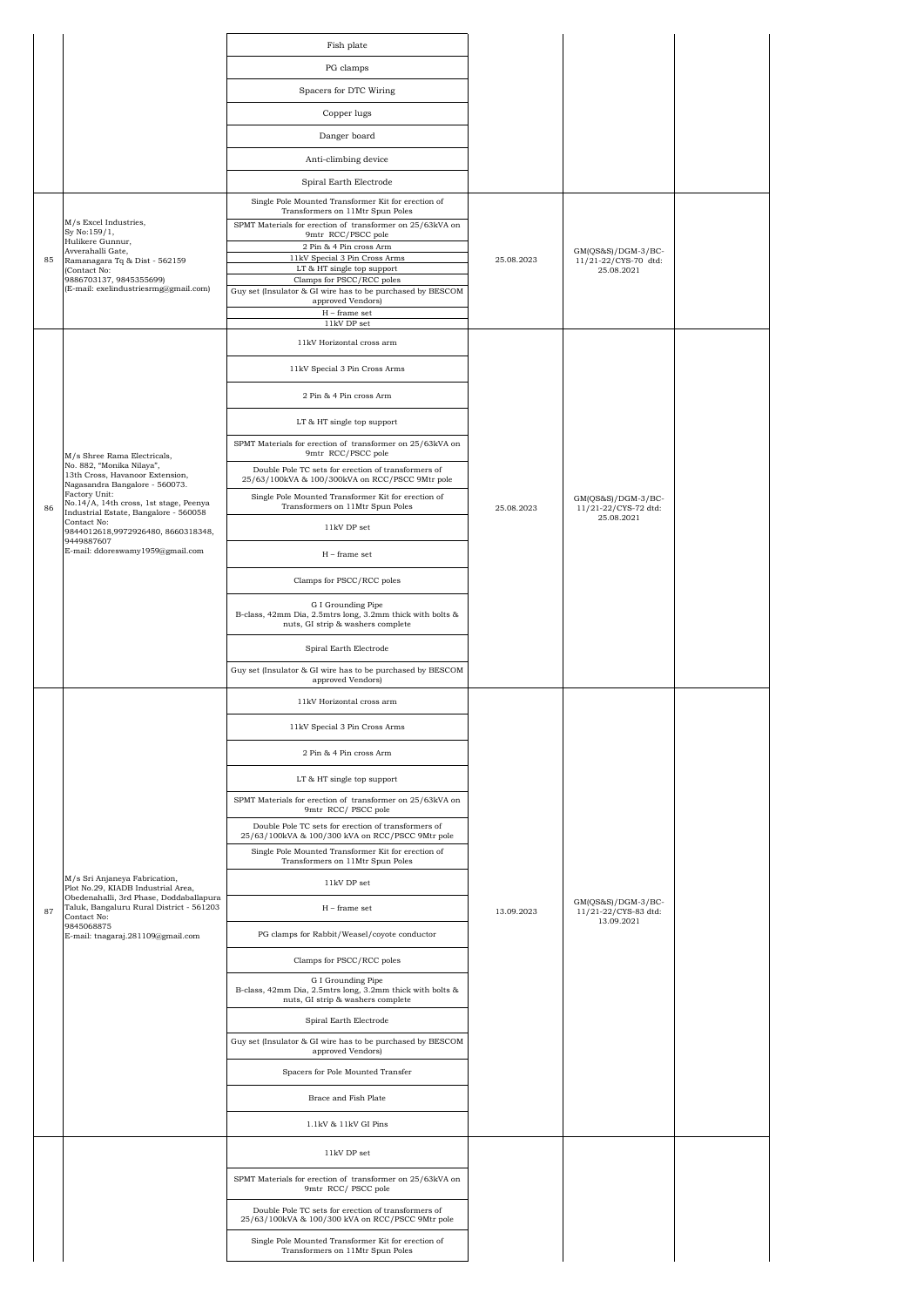| | | Fish plate | | | |
|---|---|---|---|---|---|
| | | PG clamps | | | |
| | | Spacers for DTC Wiring | | | |
| | | Copper lugs | | | |
| | | Danger board | | | |
| | | Anti-climbing device | | | |
| | | Spiral Earth Electrode | | | |
| 85 | M/s Excel Industries, Sy No:159/1, Hulikere Gunnur, Avverahalli Gate, Ramanagara Tq & Dist - 562159 (Contact No: 9886703137, 9845355699) (E-mail: exelindustriesrmg@gmail.com) | Single Pole Mounted Transformer Kit for erection of Transformers on 11Mtr Spun Poles<br>SPMT Materials for erection of transformer on 25/63kVA on 9mtr RCC/PSCC pole<br>2 Pin & 4 Pin cross Arm<br>11kV Special 3 Pin Cross Arms<br>LT & HT single top support<br>Clamps for PSCC/RCC poles<br>Guy set (Insulator & GI wire has to be purchased by BESCOM approved Vendors)<br>H – frame set<br>11kV DP set | 25.08.2023 | GM(QS&S)/DGM-3/BC-11/21-22/CYS-70 dtd: 25.08.2021 | |
| 86 | M/s Shree Rama Electricals, No. 882, "Monika Nilaya", 13th Cross, Havanoor Extension, Nagasandra Bangalore - 560073. Factory Unit: No.14/A, 14th cross, 1st stage, Peenya Industrial Estate, Bangalore - 560058 Contact No: 9844012618,9972926480, 8660318348, 9449887607 E-mail: ddoreswamy1959@gmail.com | 11kV Horizontal cross arm<br>11kV Special 3 Pin Cross Arms<br>2 Pin & 4 Pin cross Arm<br>LT & HT single top support<br>SPMT Materials for erection of transformer on 25/63kVA on 9mtr RCC/PSCC pole<br>Double Pole TC sets for erection of transformers of 25/63/100kVA & 100/300kVA on RCC/PSCC 9Mtr pole<br>Single Pole Mounted Transformer Kit for erection of Transformers on 11Mtr Spun Poles<br>11kV DP set<br>H – frame set<br>Clamps for PSCC/RCC poles<br>G I Grounding Pipe B-class, 42mm Dia, 2.5mtrs long, 3.2mm thick with bolts & nuts, GI strip & washers complete<br>Spiral Earth Electrode<br>Guy set (Insulator & GI wire has to be purchased by BESCOM approved Vendors) | 25.08.2023 | GM(QS&S)/DGM-3/BC-11/21-22/CYS-72 dtd: 25.08.2021 | |
| 87 | M/s Sri Anjaneya Fabrication, Plot No.29, KIADB Industrial Area, Obedenahalli, 3rd Phase, Doddaballapura Taluk, Bangaluru Rural District - 561203 Contact No: 9845068875 E-mail: tnagaraj.281109@gmail.com | 11kV Horizontal cross arm<br>11kV Special 3 Pin Cross Arms<br>2 Pin & 4 Pin cross Arm<br>LT & HT single top support<br>SPMT Materials for erection of transformer on 25/63kVA on 9mtr RCC/ PSCC pole<br>Double Pole TC sets for erection of transformers of 25/63/100kVA & 100/300 kVA on RCC/PSCC 9Mtr pole<br>Single Pole Mounted Transformer Kit for erection of Transformers on 11Mtr Spun Poles<br>11kV DP set<br>H – frame set<br>PG clamps for Rabbit/Weasel/coyote conductor<br>Clamps for PSCC/RCC poles<br>G I Grounding Pipe B-class, 42mm Dia, 2.5mtrs long, 3.2mm thick with bolts & nuts, GI strip & washers complete<br>Spiral Earth Electrode<br>Guy set (Insulator & GI wire has to be purchased by BESCOM approved Vendors)<br>Spacers for Pole Mounted Transfer<br>Brace and Fish Plate<br>1.1kV & 11kV GI Pins | 13.09.2023 | GM(QS&S)/DGM-3/BC-11/21-22/CYS-83 dtd: 13.09.2021 | |
| | | 11kV DP set<br>SPMT Materials for erection of transformer on 25/63kVA on 9mtr RCC/ PSCC pole<br>Double Pole TC sets for erection of transformers of 25/63/100kVA & 100/300 kVA on RCC/PSCC 9Mtr pole<br>Single Pole Mounted Transformer Kit for erection of Transformers on 11Mtr Spun Poles | | | |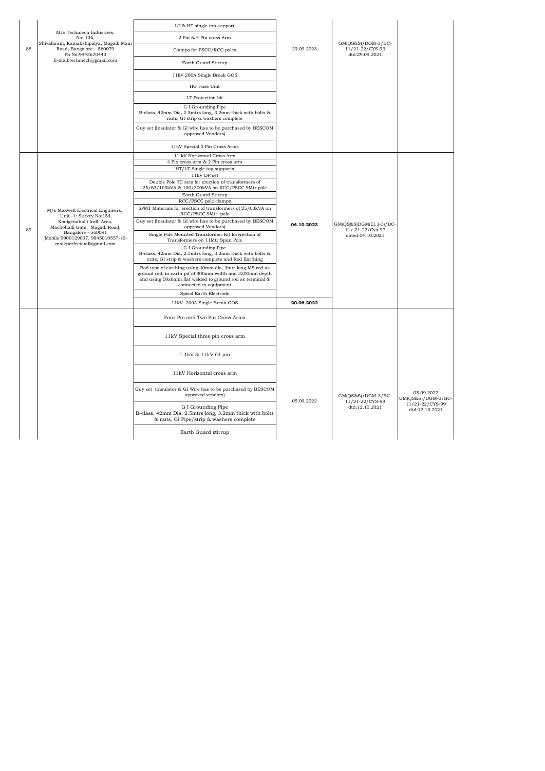| 88 | M/s Techmech Industries, No: 136, Shivafaram, Kamakshipalya, Magadi Main Road, Bangalore – 560079 Ph No:9945670443 E-mail:techmech@gmail.com | LT & HT single top support | 29.09.2023 | GM(QS&S)/DGM-3/BC-11/21-22/CYS-93 dtd:29.09.2021 | |
|---|---|---|---|---|---|
| | | 2 Pin & 4 Pin cross Arm | | | |
| | | Clamps for PSCC/RCC poles | | | |
| | | Earth Guard Stirrup | | | |
| | | 11kV 200A Single Break GOS | | | |
| | | HG Fuse Unit | | | |
| | | LT Protection kit | | | |
| | | G I Grounding Pipe B-class, 42mm Dia, 2.5mtrs long, 3.2mm thick with bolts & nuts, GI strip & washers complete | | | |
| | | Guy set (Insulator & GI wire has to be purchased by BESCOM approved Vendors) | | | |
| | | 11kV Special 3 Pin Cross Arms | | | |
| 89 | M/s Maxwell Electrical Engineers., Unit -1: Survey No:154, Kodigenahalli Indl. Area, Machohalli Gate, Magadi Road, Bangalore - 560091 (Mobile:9900129097, 9845010557) (E-mail:perfectemf@gmail.com | 11 kV Horizontal Cross Arm | **04.10.2023** | GM(QS&S)DGM(El.,)-3)/BC-11/ 21-22/Cys-97 dated:04.10.2021 | |
| | | 4 Pin cross arm & 2 Pin cross arm | | | |
| | | HT/LT Single top supports | | | |
| | | 11kV DP set | | | |
| | | Double Pole TC sets for erection of transformers of 25/63/100kVA & 100/300kVA on RCC/PSCC 9Mtr pole | | | |
| | | Earth Guard Stirrup | | | |
| | | RCC/PSCC pole clamps | | | |
| | | SPMT Materials for erection of transformers of 25/63kVA on RCC/PSCC 9Mtr pole | | | |
| | | Guy set (Insulator & GI wire has to be purchased by BESCOM approved Vendors) | | | |
| | | Single Pole Mounted Transformer Kit forerection of Transformers on 11Mtr Spun Pole | | | |
| | | G I Grounding Pipe B-class, 42mm Dia, 2.5mtrs long, 3.2mm thick with bolts & nuts, GI strip & washers complete and Rod Earthing | | | |
| | | Rod type of earthing using 40mm dia, 3mtr long MS rod as ground rod, in earth pit of 300mm width and 3300mm depth and using 50x6mm flat welded to ground rod as terminal & connected to equipment | | | |
| | | Spiral Earth Electrode | | | |
| | | 11kV 200A Single Break GOS | **20.06.2022** | | |
| | | Four Pin and Two Pin Cross Arms | 05.09.2022 | GM(QS&S)/DGM-3/BC-11/21-22/CYS-99 dtd:12.10.2021 | 05.09.2022 GM(QS&S)/DGM-3/BC-11/21-22/CYS-99 dtd:12.10.2021 |
| | | 11kV Special three pin cross arm | | | |
| | | 1.1kV & 11kV GI pin | | | |
| | | 11kV Horizontal cross arm | | | |
| | | Guy set (Insulator & GI Wire has to be purchased by BESCOM approved vendors) | | | |
| | | G I Grounding Pipe B-class, 42mm Dia, 2.5mtrs long, 3.2mm thick with bolts & nuts, GI Pipe/strip & washers complete | | | |
| | | Earth Guard stirrup | | | |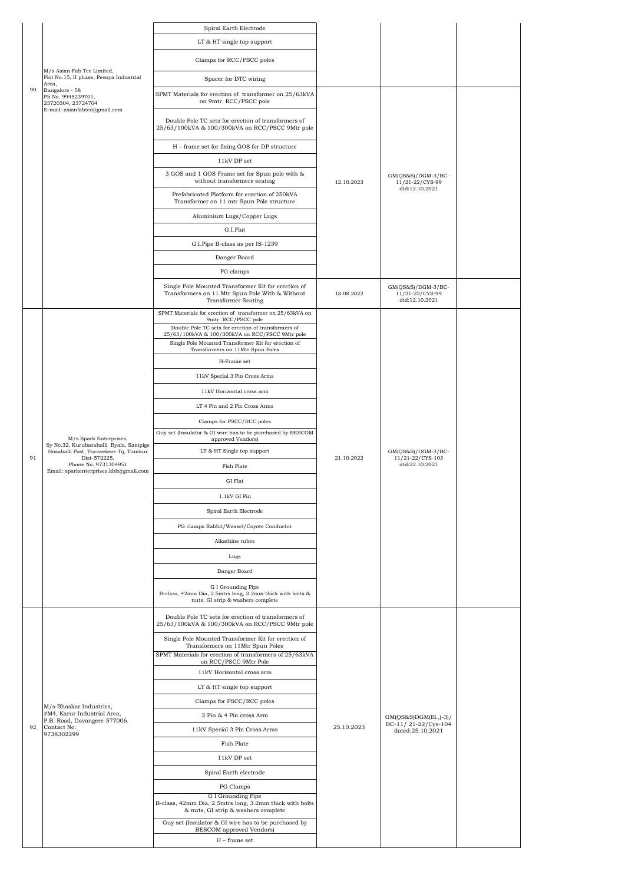| | | | | | |
|---|---|---|---|---|---|
| 90 | M/s Asian Fab Tec Limited, Plot No.15, II phase, Peenya Industrial Area, Bangalore - 58 Ph No. 9945239701, 23720304, 23724704 E-mail: asianfabtec@gmail.com | Spiral Earth Electrode | | | |
| | | LT & HT single top support | | | |
| | | Clamps for RCC/PSCC poles | | | |
| | | Spacer for DTC wiring | | | |
| | | SPMT Materials for erection of transformer on 25/63kVA on 9mtr RCC/PSCC pole | 12.10.2023 | GM(QS&S)/DGM-3/BC-11/21-22/CYS-99 dtd:12.10.2021 | |
| | | Double Pole TC sets for erection of transformers of 25/63/100kVA & 100/300kVA on RCC/PSCC 9Mtr pole | | | |
| | | H – frame set for fixing GOS for DP structure | | | |
| | | 11kV DP set | | | |
| | | 3 GOS and 1 GOS Frame set for Spun pole with & without transformers seating | | | |
| | | Prefabricated Platform for erection of 250kVA Transformer on 11 mtr Spun Pole structure | | | |
| | | Aluminium Lugs/Copper Lugs | | | |
| | | G.I.Flat | | | |
| | | G.I.Pipe B-class as per IS-1239 | | | |
| | | Danger Board | | | |
| | | PG clamps | | | |
| | | Single Pole Mounted Transformer Kit for erection of Transformers on 11 Mtr Spun Pole With & Without Transformer Seating | 18.08.2022 | GM(QS&S)/DGM-3/BC-11/21-22/CYS-99 dtd:12.10.2021 | |
| 91 | M/s Spark Enterprises, Sy No.32, Kurubarahalli Byala, Sampige Hosahalli Post, Turuvekere Tq, Tumkur Dist-572225. Phone No. 9731304951 Email: sparkenterprises.kbh@gmail.com | SPMT Materials for erection of transformer on 25/63kVA on 9mtr RCC/PSCC pole | 21.10.2022 | GM(QS&S)/DGM-3/BC-11/21-22/CYS-103 dtd:22.10.2021 | |
| | | Double Pole TC sets for erection of transformers of 25/63/100kVA & 100/300kVA on RCC/PSCC 9Mtr pole | | | |
| | | Single Pole Mounted Transformer Kit for erection of Transformers on 11Mtr Spun Poles | | | |
| | | H-Frame set | | | |
| | | 11kV Special 3 Pin Cross Arms | | | |
| | | 11kV Horizontal cross arm | | | |
| | | LT 4 Pin and 2 Pin Cross Arms | | | |
| | | Clamps for PSCC/RCC poles | | | |
| | | Guy set (Insulator & GI wire has to be purchased by BESCOM approved Vendors) | | | |
| | | LT & HT Single top support | | | |
| | | Fish Plate | | | |
| | | GI Flat | | | |
| | | 1.1kV GI Pin | | | |
| | | Spiral Earth Electrode | | | |
| | | PG clamps Rabbit/Weasel/Coyote Conductor | | | |
| | | Alkathine tubes | | | |
| | | Lugs | | | |
| | | Danger Board | | | |
| | | G I Grounding Pipe B-class, 42mm Dia, 2.5mtrs long, 3.2mm thick with bolts & nuts, GI strip & washers complete | | | |
| 92 | M/s Bhaskar Industries, #M4, Karur Industrial Area, P.B. Road, Davangere-577006. Contact No: 9738302299 | Double Pole TC sets for erection of transformers of 25/63/100kVA & 100/300kVA on RCC/PSCC 9Mtr pole | 25.10.2023 | GM(QS&S)DGM(El.,)-3)/ BC-11/ 21-22/Cys-104 dated:25.10.2021 | |
| | | Single Pole Mounted Transformer Kit for erection of Transformers on 11Mtr Spun Poles | | | |
| | | SPMT Materials for erection of transformers of 25/63kVA on RCC/PSCC 9Mtr Pole | | | |
| | | 11kV Horizontal cross arm | | | |
| | | LT & HT single top support | | | |
| | | Clamps for PSCC/RCC poles | | | |
| | | 2 Pin & 4 Pin cross Arm | | | |
| | | 11kV Special 3 Pin Cross Arms | | | |
| | | Fish Plate | | | |
| | | 11kV DP set | | | |
| | | Spiral Earth electrode | | | |
| | | PG Clamps | | | |
| | | G I Grounding Pipe B-class, 42mm Dia, 2.5mtrs long, 3.2mm thick with bolts & nuts, GI strip & washers complete | | | |
| | | Guy set (Insulator & GI wire has to be purchased by BESCOM approved Vendors) | | | |
| | | H – frame set | | | |